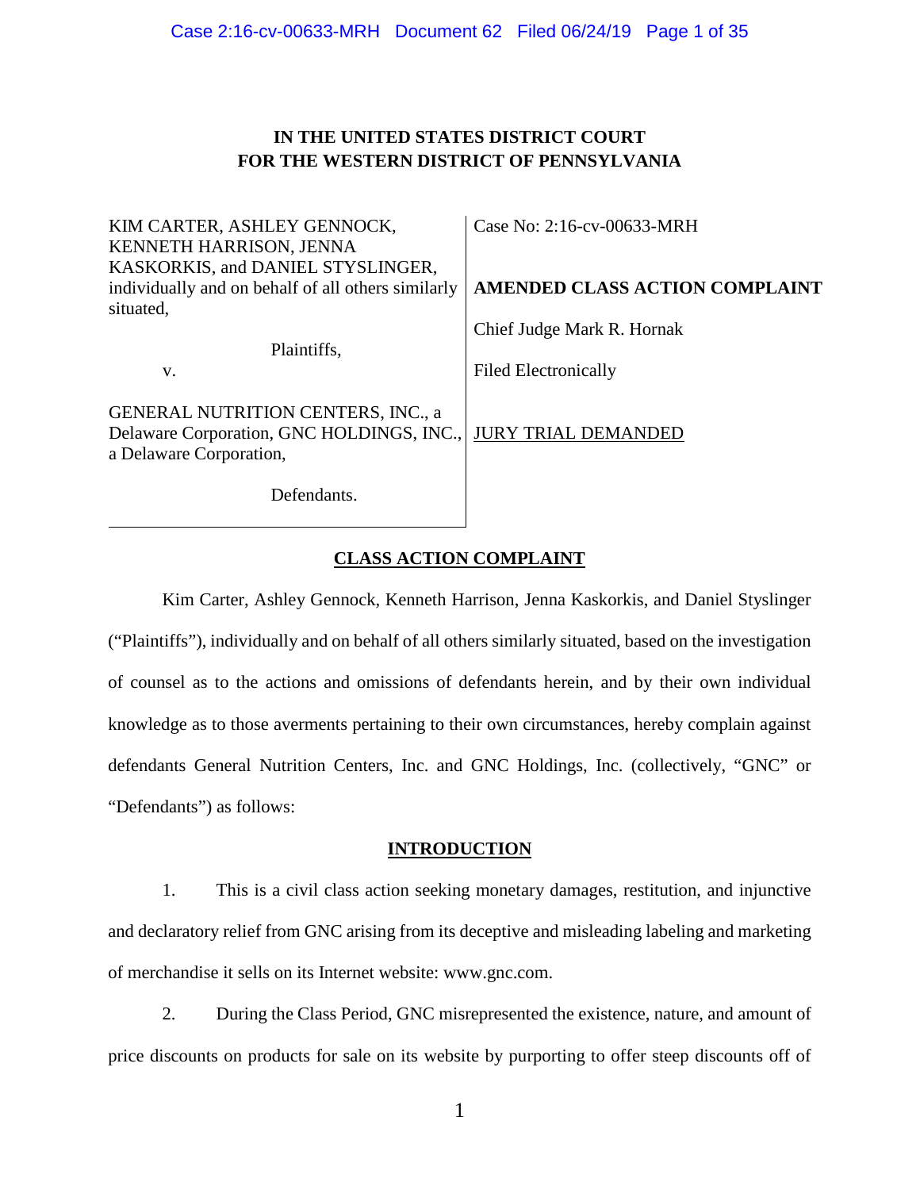# IN THE UNITED STATES DISTRICT COURT
# FOR THE WESTERN DISTRICT OF PENNSYLVANIA

| | |
|---|---|
| KIM CARTER, ASHLEY GENNOCK, KENNETH HARRISON, JENNA KASKORKIS, and DANIEL STYSLINGER, individually and on behalf of all others similarly situated, | Case No: 2:16-cv-00633-MRH |
| Plaintiffs, | **AMENDED CLASS ACTION COMPLAINT** |
| v. | Chief Judge Mark R. Hornak |
| GENERAL NUTRITION CENTERS, INC., a Delaware Corporation, GNC HOLDINGS, INC., a Delaware Corporation, | Filed Electronically |
| Defendants. | JURY TRIAL DEMANDED |

## CLASS ACTION COMPLAINT

Kim Carter, Ashley Gennock, Kenneth Harrison, Jenna Kaskorkis, and Daniel Styslinger ("Plaintiffs"), individually and on behalf of all others similarly situated, based on the investigation of counsel as to the actions and omissions of defendants herein, and by their own individual knowledge as to those averments pertaining to their own circumstances, hereby complain against defendants General Nutrition Centers, Inc. and GNC Holdings, Inc. (collectively, "GNC" or "Defendants") as follows:

## INTRODUCTION

1. This is a civil class action seeking monetary damages, restitution, and injunctive and declaratory relief from GNC arising from its deceptive and misleading labeling and marketing of merchandise it sells on its Internet website: www.gnc.com.

2. During the Class Period, GNC misrepresented the existence, nature, and amount of price discounts on products for sale on its website by purporting to offer steep discounts off of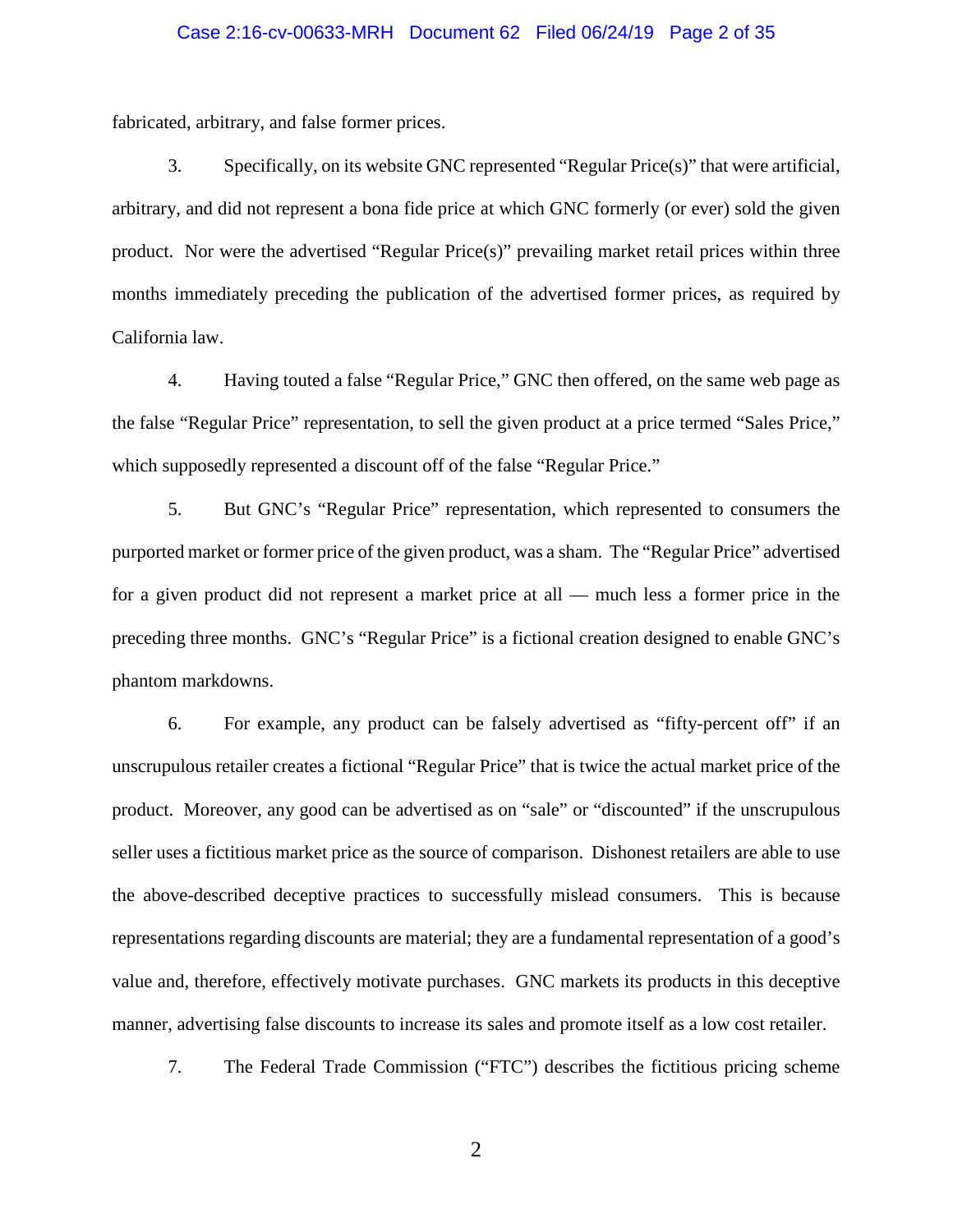fabricated, arbitrary, and false former prices.

3. Specifically, on its website GNC represented "Regular Price(s)" that were artificial, arbitrary, and did not represent a bona fide price at which GNC formerly (or ever) sold the given product. Nor were the advertised "Regular Price(s)" prevailing market retail prices within three months immediately preceding the publication of the advertised former prices, as required by California law.

4. Having touted a false "Regular Price," GNC then offered, on the same web page as the false "Regular Price" representation, to sell the given product at a price termed "Sales Price," which supposedly represented a discount off of the false "Regular Price."

5. But GNC's "Regular Price" representation, which represented to consumers the purported market or former price of the given product, was a sham. The "Regular Price" advertised for a given product did not represent a market price at all — much less a former price in the preceding three months. GNC's "Regular Price" is a fictional creation designed to enable GNC's phantom markdowns.

6. For example, any product can be falsely advertised as "fifty-percent off" if an unscrupulous retailer creates a fictional "Regular Price" that is twice the actual market price of the product. Moreover, any good can be advertised as on "sale" or "discounted" if the unscrupulous seller uses a fictitious market price as the source of comparison. Dishonest retailers are able to use the above-described deceptive practices to successfully mislead consumers. This is because representations regarding discounts are material; they are a fundamental representation of a good's value and, therefore, effectively motivate purchases. GNC markets its products in this deceptive manner, advertising false discounts to increase its sales and promote itself as a low cost retailer.

7. The Federal Trade Commission ("FTC") describes the fictitious pricing scheme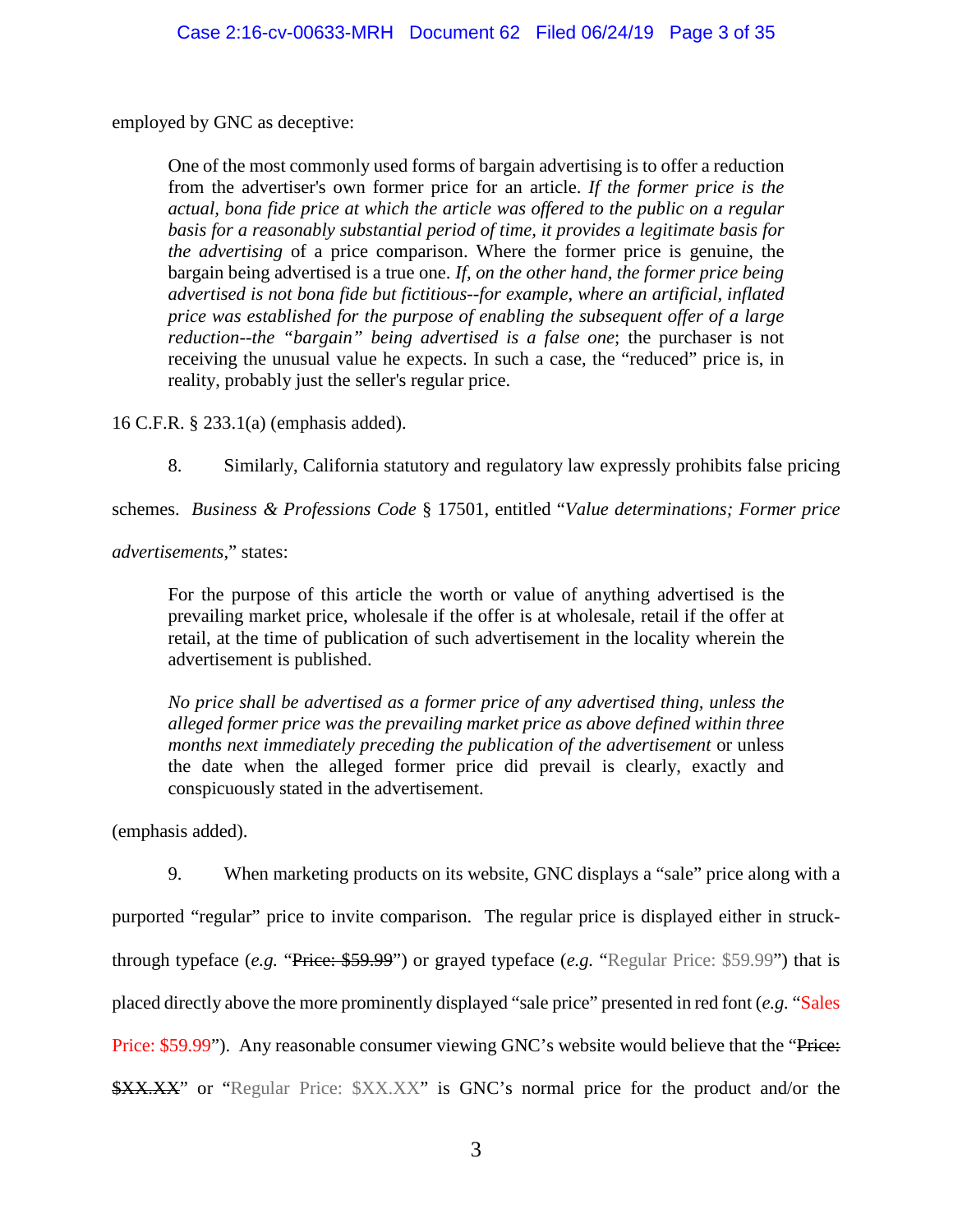employed by GNC as deceptive:

> One of the most commonly used forms of bargain advertising is to offer a reduction from the advertiser's own former price for an article. *If the former price is the actual, bona fide price at which the article was offered to the public on a regular basis for a reasonably substantial period of time, it provides a legitimate basis for the advertising* of a price comparison. Where the former price is genuine, the bargain being advertised is a true one. *If, on the other hand, the former price being advertised is not bona fide but fictitious--for example, where an artificial, inflated price was established for the purpose of enabling the subsequent offer of a large reduction--the "bargain" being advertised is a false one*; the purchaser is not receiving the unusual value he expects. In such a case, the "reduced" price is, in reality, probably just the seller's regular price.

16 C.F.R. § 233.1(a) (emphasis added).

8. Similarly, California statutory and regulatory law expressly prohibits false pricing schemes. *Business & Professions Code* § 17501, entitled "*Value determinations; Former price advertisements*," states:

> For the purpose of this article the worth or value of anything advertised is the prevailing market price, wholesale if the offer is at wholesale, retail if the offer at retail, at the time of publication of such advertisement in the locality wherein the advertisement is published.
>
> *No price shall be advertised as a former price of any advertised thing, unless the alleged former price was the prevailing market price as above defined within three months next immediately preceding the publication of the advertisement* or unless the date when the alleged former price did prevail is clearly, exactly and conspicuously stated in the advertisement.

(emphasis added).

9. When marketing products on its website, GNC displays a "sale" price along with a purported "regular" price to invite comparison. The regular price is displayed either in struck-through typeface (*e.g.* "~~Price: $59.99~~") or grayed typeface (*e.g.* "Regular Price: $59.99") that is placed directly above the more prominently displayed "sale price" presented in red font (*e.g.* "Sales Price: $59.99"). Any reasonable consumer viewing GNC's website would believe that the "~~Price: $XX.XX~~" or "Regular Price: $XX.XX" is GNC's normal price for the product and/or the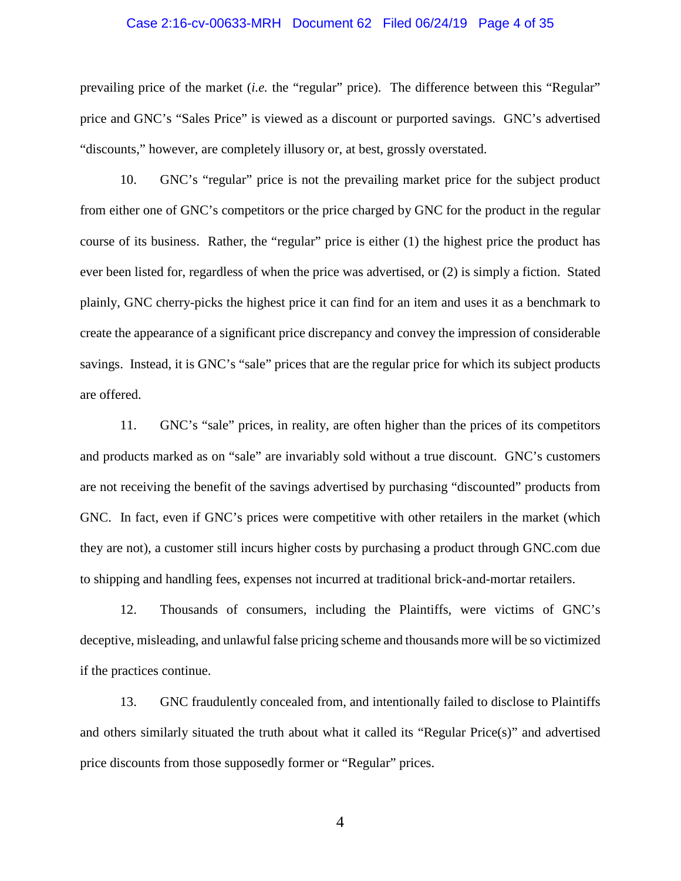prevailing price of the market (*i.e.* the "regular" price). The difference between this "Regular" price and GNC's "Sales Price" is viewed as a discount or purported savings. GNC's advertised "discounts," however, are completely illusory or, at best, grossly overstated.

10. GNC's "regular" price is not the prevailing market price for the subject product from either one of GNC's competitors or the price charged by GNC for the product in the regular course of its business. Rather, the "regular" price is either (1) the highest price the product has ever been listed for, regardless of when the price was advertised, or (2) is simply a fiction. Stated plainly, GNC cherry-picks the highest price it can find for an item and uses it as a benchmark to create the appearance of a significant price discrepancy and convey the impression of considerable savings. Instead, it is GNC's "sale" prices that are the regular price for which its subject products are offered.

11. GNC's "sale" prices, in reality, are often higher than the prices of its competitors and products marked as on "sale" are invariably sold without a true discount. GNC's customers are not receiving the benefit of the savings advertised by purchasing "discounted" products from GNC. In fact, even if GNC's prices were competitive with other retailers in the market (which they are not), a customer still incurs higher costs by purchasing a product through GNC.com due to shipping and handling fees, expenses not incurred at traditional brick-and-mortar retailers.

12. Thousands of consumers, including the Plaintiffs, were victims of GNC's deceptive, misleading, and unlawful false pricing scheme and thousands more will be so victimized if the practices continue.

13. GNC fraudulently concealed from, and intentionally failed to disclose to Plaintiffs and others similarly situated the truth about what it called its "Regular Price(s)" and advertised price discounts from those supposedly former or "Regular" prices.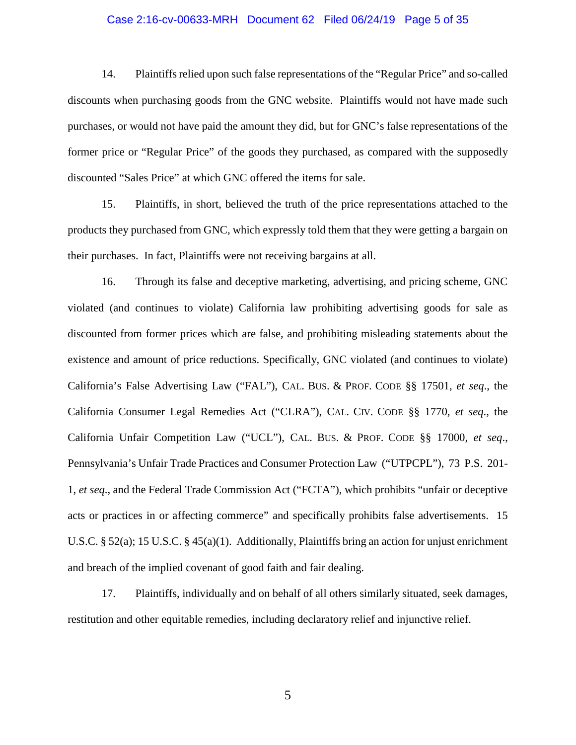14. Plaintiffs relied upon such false representations of the "Regular Price" and so-called discounts when purchasing goods from the GNC website. Plaintiffs would not have made such purchases, or would not have paid the amount they did, but for GNC's false representations of the former price or "Regular Price" of the goods they purchased, as compared with the supposedly discounted "Sales Price" at which GNC offered the items for sale.

15. Plaintiffs, in short, believed the truth of the price representations attached to the products they purchased from GNC, which expressly told them that they were getting a bargain on their purchases. In fact, Plaintiffs were not receiving bargains at all.

16. Through its false and deceptive marketing, advertising, and pricing scheme, GNC violated (and continues to violate) California law prohibiting advertising goods for sale as discounted from former prices which are false, and prohibiting misleading statements about the existence and amount of price reductions. Specifically, GNC violated (and continues to violate) California's False Advertising Law ("FAL"), CAL. BUS. & PROF. CODE §§ 17501, *et seq*., the California Consumer Legal Remedies Act ("CLRA"), CAL. CIV. CODE §§ 1770, *et seq*., the California Unfair Competition Law ("UCL"), CAL. BUS. & PROF. CODE §§ 17000, *et seq*., Pennsylvania's Unfair Trade Practices and Consumer Protection Law ("UTPCPL"), 73 P.S. 201-1, *et seq*., and the Federal Trade Commission Act ("FCTA"), which prohibits "unfair or deceptive acts or practices in or affecting commerce" and specifically prohibits false advertisements. 15 U.S.C. § 52(a); 15 U.S.C. § 45(a)(1). Additionally, Plaintiffs bring an action for unjust enrichment and breach of the implied covenant of good faith and fair dealing.

17. Plaintiffs, individually and on behalf of all others similarly situated, seek damages, restitution and other equitable remedies, including declaratory relief and injunctive relief.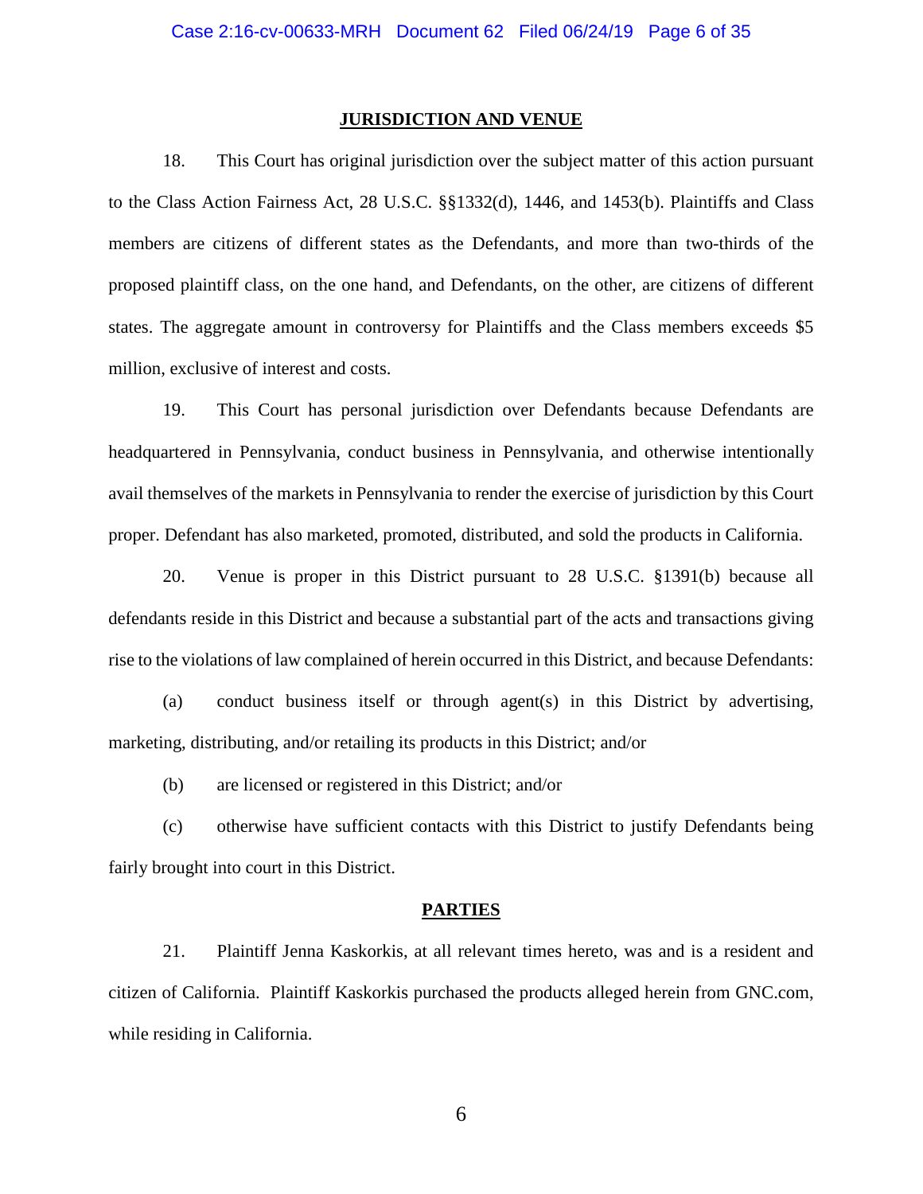## JURISDICTION AND VENUE

18. This Court has original jurisdiction over the subject matter of this action pursuant to the Class Action Fairness Act, 28 U.S.C. §§1332(d), 1446, and 1453(b). Plaintiffs and Class members are citizens of different states as the Defendants, and more than two-thirds of the proposed plaintiff class, on the one hand, and Defendants, on the other, are citizens of different states. The aggregate amount in controversy for Plaintiffs and the Class members exceeds $5 million, exclusive of interest and costs.

19. This Court has personal jurisdiction over Defendants because Defendants are headquartered in Pennsylvania, conduct business in Pennsylvania, and otherwise intentionally avail themselves of the markets in Pennsylvania to render the exercise of jurisdiction by this Court proper. Defendant has also marketed, promoted, distributed, and sold the products in California.

20. Venue is proper in this District pursuant to 28 U.S.C. §1391(b) because all defendants reside in this District and because a substantial part of the acts and transactions giving rise to the violations of law complained of herein occurred in this District, and because Defendants:

(a) conduct business itself or through agent(s) in this District by advertising, marketing, distributing, and/or retailing its products in this District; and/or

(b) are licensed or registered in this District; and/or

(c) otherwise have sufficient contacts with this District to justify Defendants being fairly brought into court in this District.

## PARTIES

21. Plaintiff Jenna Kaskorkis, at all relevant times hereto, was and is a resident and citizen of California. Plaintiff Kaskorkis purchased the products alleged herein from GNC.com, while residing in California.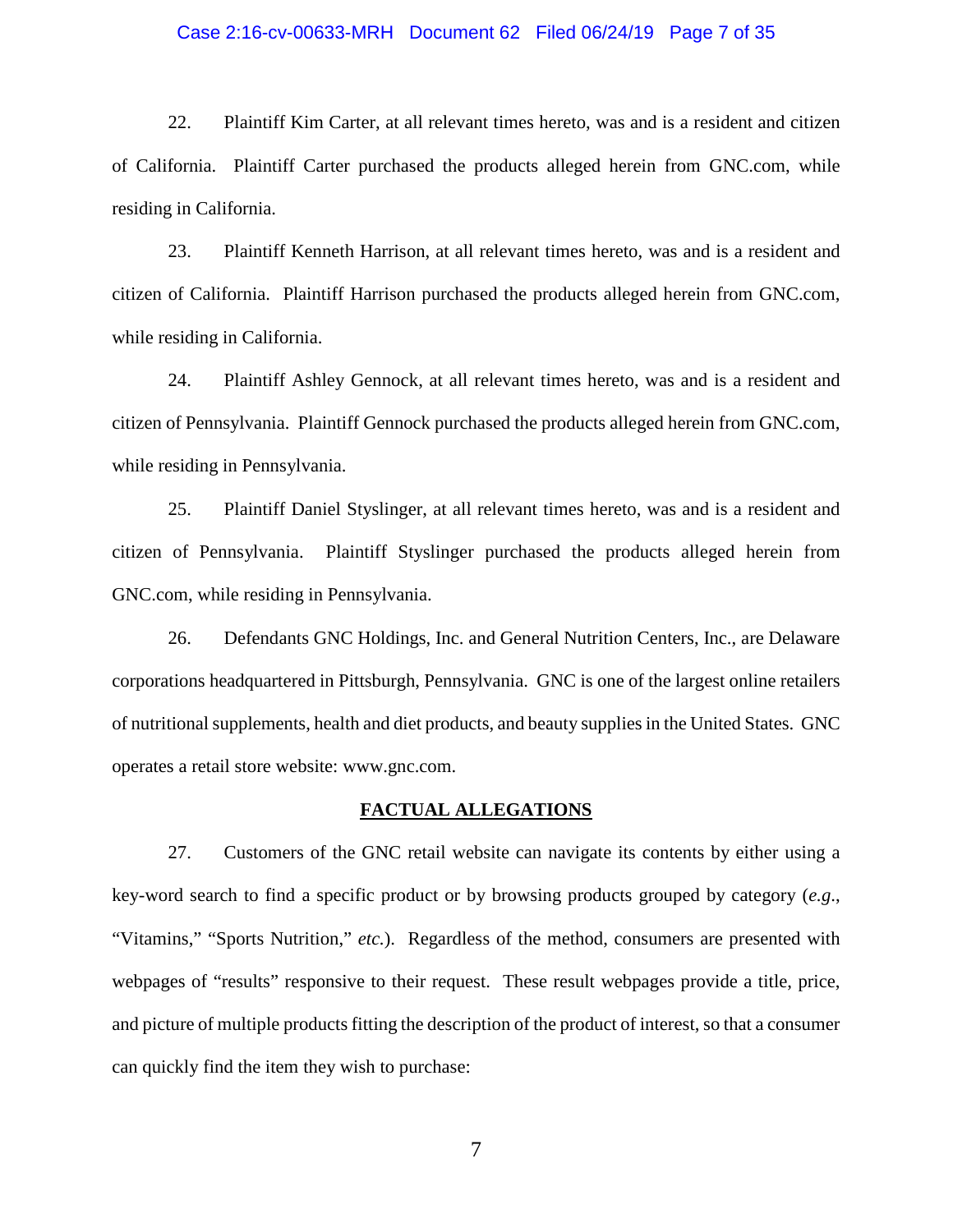22. Plaintiff Kim Carter, at all relevant times hereto, was and is a resident and citizen of California. Plaintiff Carter purchased the products alleged herein from GNC.com, while residing in California.

23. Plaintiff Kenneth Harrison, at all relevant times hereto, was and is a resident and citizen of California. Plaintiff Harrison purchased the products alleged herein from GNC.com, while residing in California.

24. Plaintiff Ashley Gennock, at all relevant times hereto, was and is a resident and citizen of Pennsylvania. Plaintiff Gennock purchased the products alleged herein from GNC.com, while residing in Pennsylvania.

25. Plaintiff Daniel Styslinger, at all relevant times hereto, was and is a resident and citizen of Pennsylvania. Plaintiff Styslinger purchased the products alleged herein from GNC.com, while residing in Pennsylvania.

26. Defendants GNC Holdings, Inc. and General Nutrition Centers, Inc., are Delaware corporations headquartered in Pittsburgh, Pennsylvania. GNC is one of the largest online retailers of nutritional supplements, health and diet products, and beauty supplies in the United States. GNC operates a retail store website: www.gnc.com.

## **FACTUAL ALLEGATIONS**

27. Customers of the GNC retail website can navigate its contents by either using a key-word search to find a specific product or by browsing products grouped by category (*e.g.*, "Vitamins," "Sports Nutrition," *etc.*). Regardless of the method, consumers are presented with webpages of "results" responsive to their request. These result webpages provide a title, price, and picture of multiple products fitting the description of the product of interest, so that a consumer can quickly find the item they wish to purchase: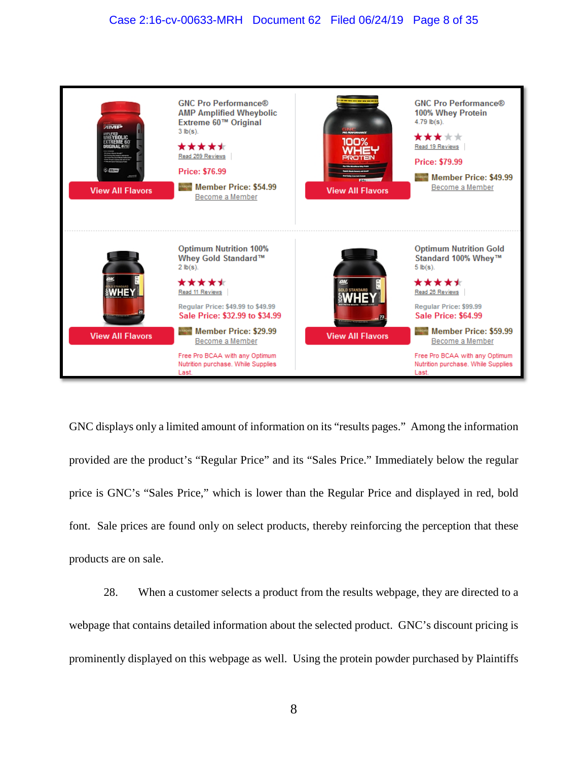| Product | Price Information |
|---|---|
| GNC Pro Performance® AMP Amplified Wheybolic Extreme 60™ Original, 3 lb(s). Read 269 Reviews | Price: $76.99; Member Price: $54.99; Become a Member |
| GNC Pro Performance® 100% Whey Protein, 4.79 lb(s). Read 19 Reviews | Price: $79.99; Member Price: $49.99; Become a Member |
| Optimum Nutrition 100% Whey Gold Standard™, 2 lb(s). Read 11 Reviews | Regular Price: $49.99 to $49.99; Sale Price: $32.99 to $34.99; Member Price: $29.99; Become a Member; Free Pro BCAA with any Optimum Nutrition purchase. While Supplies Last. |
| Optimum Nutrition Gold Standard 100% Whey™, 5 lb(s). Read 26 Reviews | Regular Price: $99.99; Sale Price: $64.99; Member Price: $59.99; Become a Member; Free Pro BCAA with any Optimum Nutrition purchase. While Supplies Last. |

GNC displays only a limited amount of information on its "results pages." Among the information provided are the product's "Regular Price" and its "Sales Price." Immediately below the regular price is GNC's "Sales Price," which is lower than the Regular Price and displayed in red, bold font. Sale prices are found only on select products, thereby reinforcing the perception that these products are on sale.

28. When a customer selects a product from the results webpage, they are directed to a webpage that contains detailed information about the selected product. GNC's discount pricing is prominently displayed on this webpage as well. Using the protein powder purchased by Plaintiffs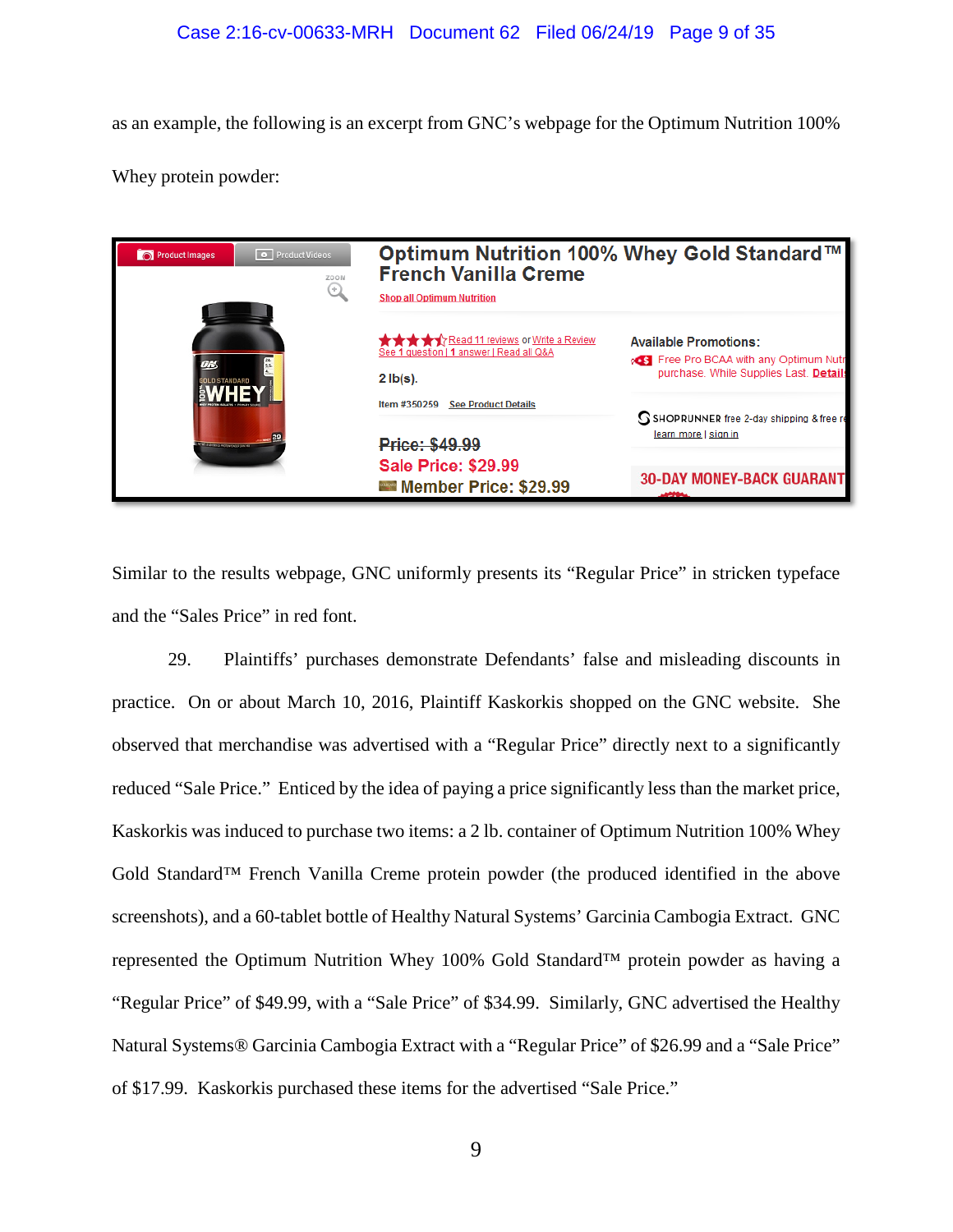as an example, the following is an excerpt from GNC's webpage for the Optimum Nutrition 100% Whey protein powder:

Similar to the results webpage, GNC uniformly presents its "Regular Price" in stricken typeface and the "Sales Price" in red font.

29. Plaintiffs' purchases demonstrate Defendants' false and misleading discounts in practice. On or about March 10, 2016, Plaintiff Kaskorkis shopped on the GNC website. She observed that merchandise was advertised with a "Regular Price" directly next to a significantly reduced "Sale Price." Enticed by the idea of paying a price significantly less than the market price, Kaskorkis was induced to purchase two items: a 2 lb. container of Optimum Nutrition 100% Whey Gold Standard™ French Vanilla Creme protein powder (the produced identified in the above screenshots), and a 60-tablet bottle of Healthy Natural Systems' Garcinia Cambogia Extract. GNC represented the Optimum Nutrition Whey 100% Gold Standard™ protein powder as having a "Regular Price" of $49.99, with a "Sale Price" of $34.99. Similarly, GNC advertised the Healthy Natural Systems® Garcinia Cambogia Extract with a "Regular Price" of $26.99 and a "Sale Price" of $17.99. Kaskorkis purchased these items for the advertised "Sale Price."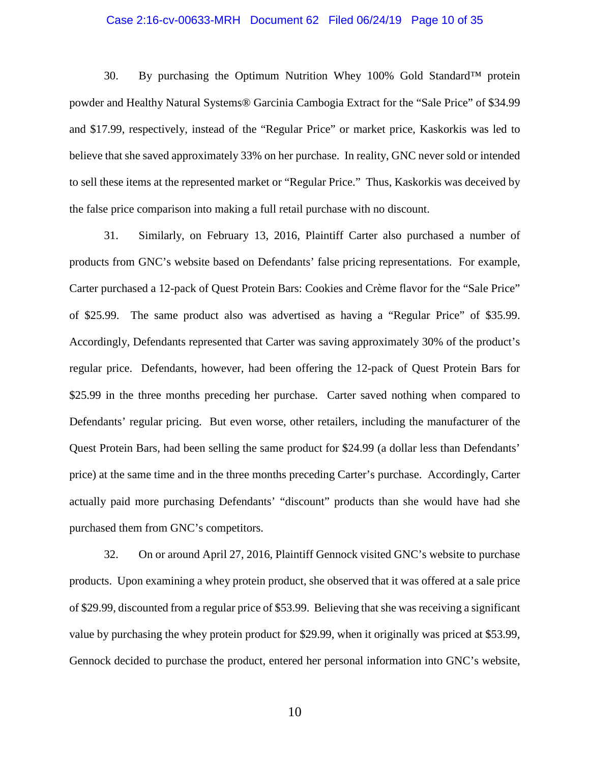30. By purchasing the Optimum Nutrition Whey 100% Gold Standard™ protein powder and Healthy Natural Systems® Garcinia Cambogia Extract for the "Sale Price" of $34.99 and $17.99, respectively, instead of the "Regular Price" or market price, Kaskorkis was led to believe that she saved approximately 33% on her purchase. In reality, GNC never sold or intended to sell these items at the represented market or "Regular Price." Thus, Kaskorkis was deceived by the false price comparison into making a full retail purchase with no discount.

31. Similarly, on February 13, 2016, Plaintiff Carter also purchased a number of products from GNC's website based on Defendants' false pricing representations. For example, Carter purchased a 12-pack of Quest Protein Bars: Cookies and Crème flavor for the "Sale Price" of $25.99. The same product also was advertised as having a "Regular Price" of $35.99. Accordingly, Defendants represented that Carter was saving approximately 30% of the product's regular price. Defendants, however, had been offering the 12-pack of Quest Protein Bars for $25.99 in the three months preceding her purchase. Carter saved nothing when compared to Defendants' regular pricing. But even worse, other retailers, including the manufacturer of the Quest Protein Bars, had been selling the same product for $24.99 (a dollar less than Defendants' price) at the same time and in the three months preceding Carter's purchase. Accordingly, Carter actually paid more purchasing Defendants' "discount" products than she would have had she purchased them from GNC's competitors.

32. On or around April 27, 2016, Plaintiff Gennock visited GNC's website to purchase products. Upon examining a whey protein product, she observed that it was offered at a sale price of $29.99, discounted from a regular price of $53.99. Believing that she was receiving a significant value by purchasing the whey protein product for $29.99, when it originally was priced at $53.99, Gennock decided to purchase the product, entered her personal information into GNC's website,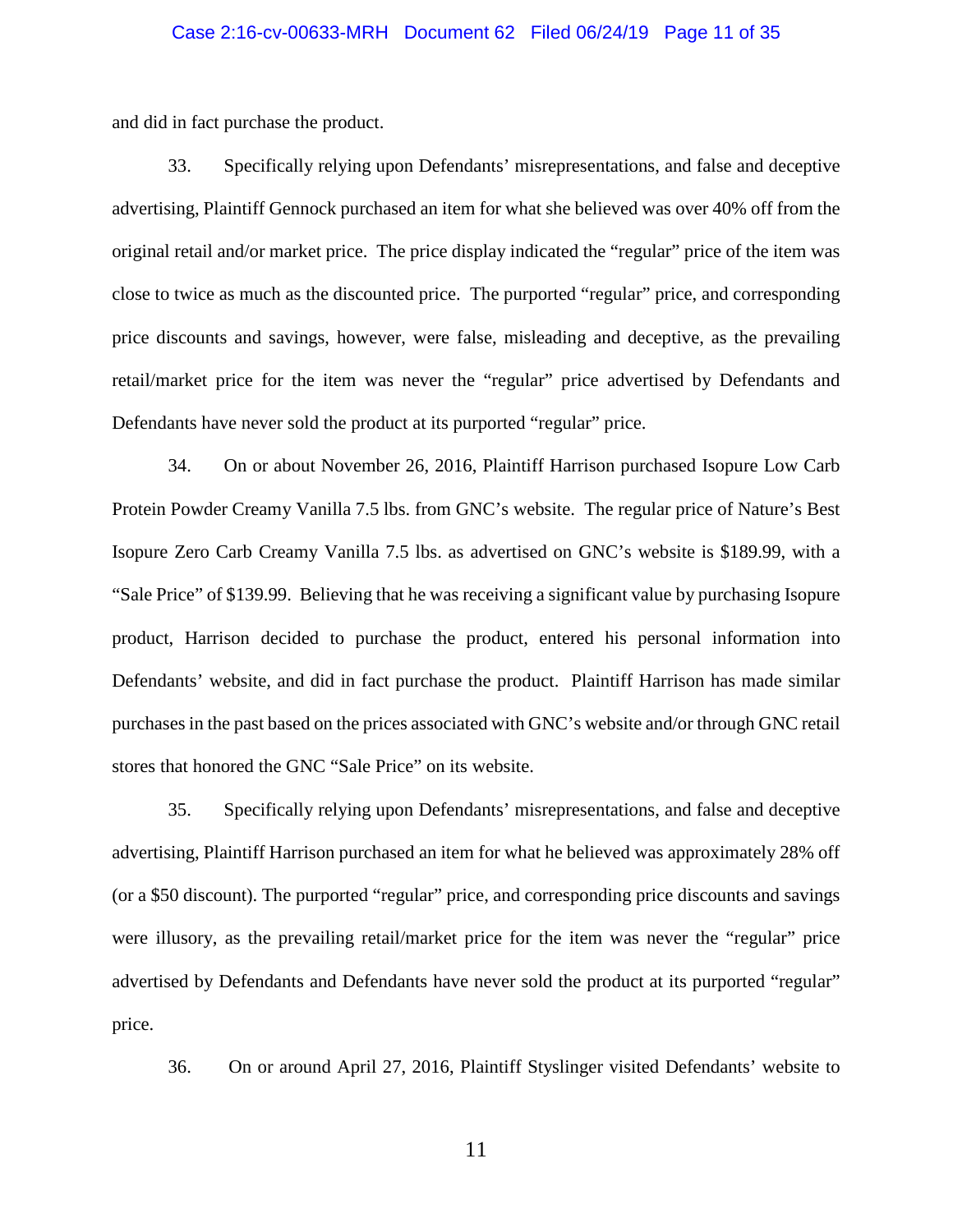and did in fact purchase the product.

33. Specifically relying upon Defendants' misrepresentations, and false and deceptive advertising, Plaintiff Gennock purchased an item for what she believed was over 40% off from the original retail and/or market price. The price display indicated the "regular" price of the item was close to twice as much as the discounted price. The purported "regular" price, and corresponding price discounts and savings, however, were false, misleading and deceptive, as the prevailing retail/market price for the item was never the "regular" price advertised by Defendants and Defendants have never sold the product at its purported "regular" price.

34. On or about November 26, 2016, Plaintiff Harrison purchased Isopure Low Carb Protein Powder Creamy Vanilla 7.5 lbs. from GNC's website. The regular price of Nature's Best Isopure Zero Carb Creamy Vanilla 7.5 lbs. as advertised on GNC's website is $189.99, with a "Sale Price" of $139.99. Believing that he was receiving a significant value by purchasing Isopure product, Harrison decided to purchase the product, entered his personal information into Defendants' website, and did in fact purchase the product. Plaintiff Harrison has made similar purchases in the past based on the prices associated with GNC's website and/or through GNC retail stores that honored the GNC "Sale Price" on its website.

35. Specifically relying upon Defendants' misrepresentations, and false and deceptive advertising, Plaintiff Harrison purchased an item for what he believed was approximately 28% off (or a $50 discount). The purported "regular" price, and corresponding price discounts and savings were illusory, as the prevailing retail/market price for the item was never the "regular" price advertised by Defendants and Defendants have never sold the product at its purported "regular" price.

36. On or around April 27, 2016, Plaintiff Styslinger visited Defendants' website to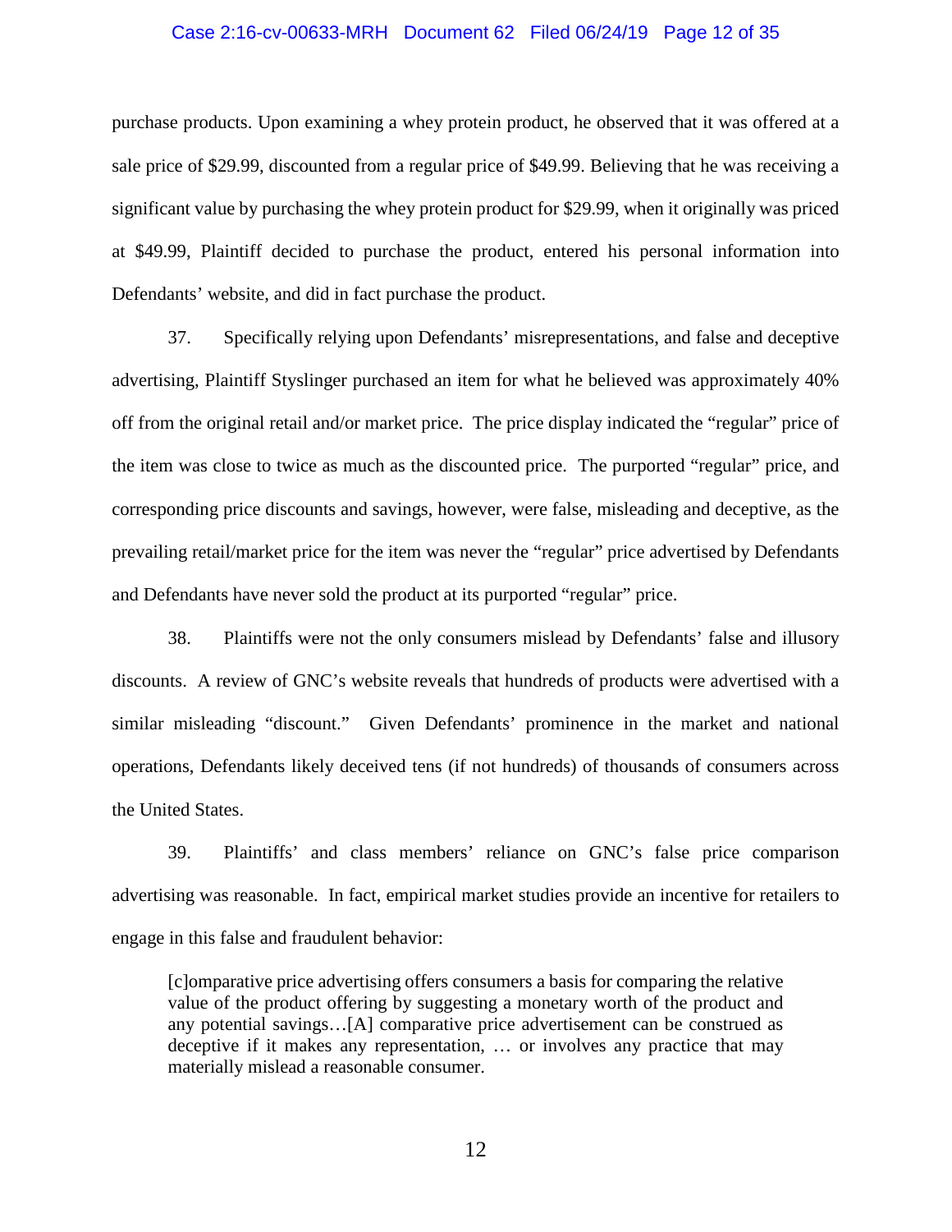purchase products. Upon examining a whey protein product, he observed that it was offered at a sale price of $29.99, discounted from a regular price of $49.99. Believing that he was receiving a significant value by purchasing the whey protein product for $29.99, when it originally was priced at $49.99, Plaintiff decided to purchase the product, entered his personal information into Defendants' website, and did in fact purchase the product.

37. Specifically relying upon Defendants' misrepresentations, and false and deceptive advertising, Plaintiff Styslinger purchased an item for what he believed was approximately 40% off from the original retail and/or market price. The price display indicated the "regular" price of the item was close to twice as much as the discounted price. The purported "regular" price, and corresponding price discounts and savings, however, were false, misleading and deceptive, as the prevailing retail/market price for the item was never the "regular" price advertised by Defendants and Defendants have never sold the product at its purported "regular" price.

38. Plaintiffs were not the only consumers mislead by Defendants' false and illusory discounts. A review of GNC's website reveals that hundreds of products were advertised with a similar misleading "discount." Given Defendants' prominence in the market and national operations, Defendants likely deceived tens (if not hundreds) of thousands of consumers across the United States.

39. Plaintiffs' and class members' reliance on GNC's false price comparison advertising was reasonable. In fact, empirical market studies provide an incentive for retailers to engage in this false and fraudulent behavior:

> [c]omparative price advertising offers consumers a basis for comparing the relative value of the product offering by suggesting a monetary worth of the product and any potential savings…[A] comparative price advertisement can be construed as deceptive if it makes any representation, … or involves any practice that may materially mislead a reasonable consumer.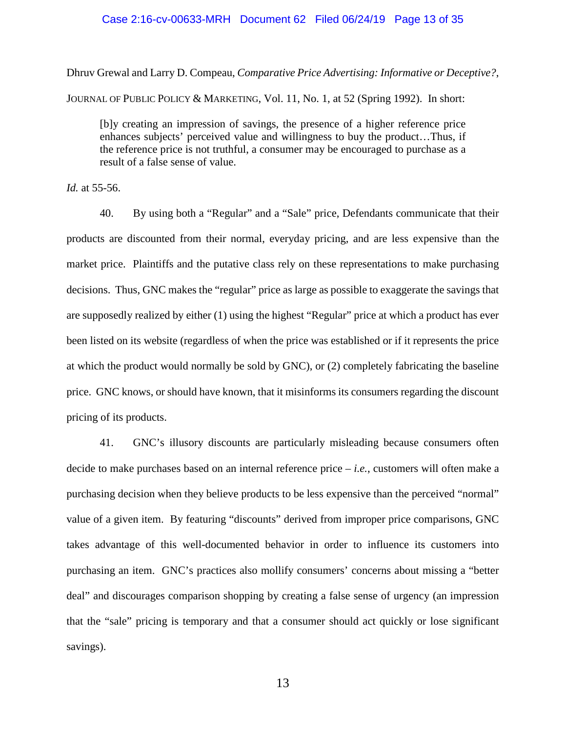Dhruv Grewal and Larry D. Compeau, *Comparative Price Advertising: Informative or Deceptive?*, JOURNAL OF PUBLIC POLICY & MARKETING, Vol. 11, No. 1, at 52 (Spring 1992). In short:

> [b]y creating an impression of savings, the presence of a higher reference price enhances subjects' perceived value and willingness to buy the product…Thus, if the reference price is not truthful, a consumer may be encouraged to purchase as a result of a false sense of value.

*Id.* at 55-56.

40. By using both a "Regular" and a "Sale" price, Defendants communicate that their products are discounted from their normal, everyday pricing, and are less expensive than the market price. Plaintiffs and the putative class rely on these representations to make purchasing decisions. Thus, GNC makes the "regular" price as large as possible to exaggerate the savings that are supposedly realized by either (1) using the highest "Regular" price at which a product has ever been listed on its website (regardless of when the price was established or if it represents the price at which the product would normally be sold by GNC), or (2) completely fabricating the baseline price. GNC knows, or should have known, that it misinforms its consumers regarding the discount pricing of its products.

41. GNC's illusory discounts are particularly misleading because consumers often decide to make purchases based on an internal reference price – *i.e.*, customers will often make a purchasing decision when they believe products to be less expensive than the perceived "normal" value of a given item. By featuring "discounts" derived from improper price comparisons, GNC takes advantage of this well-documented behavior in order to influence its customers into purchasing an item. GNC's practices also mollify consumers' concerns about missing a "better deal" and discourages comparison shopping by creating a false sense of urgency (an impression that the "sale" pricing is temporary and that a consumer should act quickly or lose significant savings).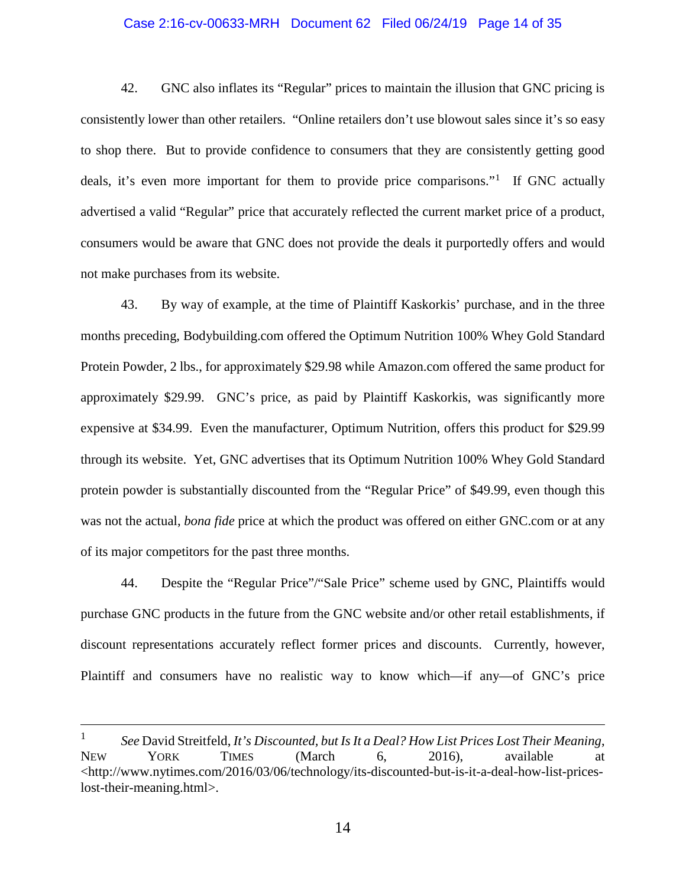42. GNC also inflates its "Regular" prices to maintain the illusion that GNC pricing is consistently lower than other retailers. "Online retailers don't use blowout sales since it's so easy to shop there. But to provide confidence to consumers that they are consistently getting good deals, it's even more important for them to provide price comparisons."[1] If GNC actually advertised a valid "Regular" price that accurately reflected the current market price of a product, consumers would be aware that GNC does not provide the deals it purportedly offers and would not make purchases from its website.

43. By way of example, at the time of Plaintiff Kaskorkis' purchase, and in the three months preceding, Bodybuilding.com offered the Optimum Nutrition 100% Whey Gold Standard Protein Powder, 2 lbs., for approximately $29.98 while Amazon.com offered the same product for approximately $29.99. GNC's price, as paid by Plaintiff Kaskorkis, was significantly more expensive at $34.99. Even the manufacturer, Optimum Nutrition, offers this product for $29.99 through its website. Yet, GNC advertises that its Optimum Nutrition 100% Whey Gold Standard protein powder is substantially discounted from the "Regular Price" of $49.99, even though this was not the actual, *bona fide* price at which the product was offered on either GNC.com or at any of its major competitors for the past three months.

44. Despite the "Regular Price"/"Sale Price" scheme used by GNC, Plaintiffs would purchase GNC products in the future from the GNC website and/or other retail establishments, if discount representations accurately reflect former prices and discounts. Currently, however, Plaintiff and consumers have no realistic way to know which—if any—of GNC's price

---

[1] *See* David Streitfeld, *It's Discounted, but Is It a Deal? How List Prices Lost Their Meaning*, New York Times (March 6, 2016), available at <http://www.nytimes.com/2016/03/06/technology/its-discounted-but-is-it-a-deal-how-list-prices-lost-their-meaning.html>.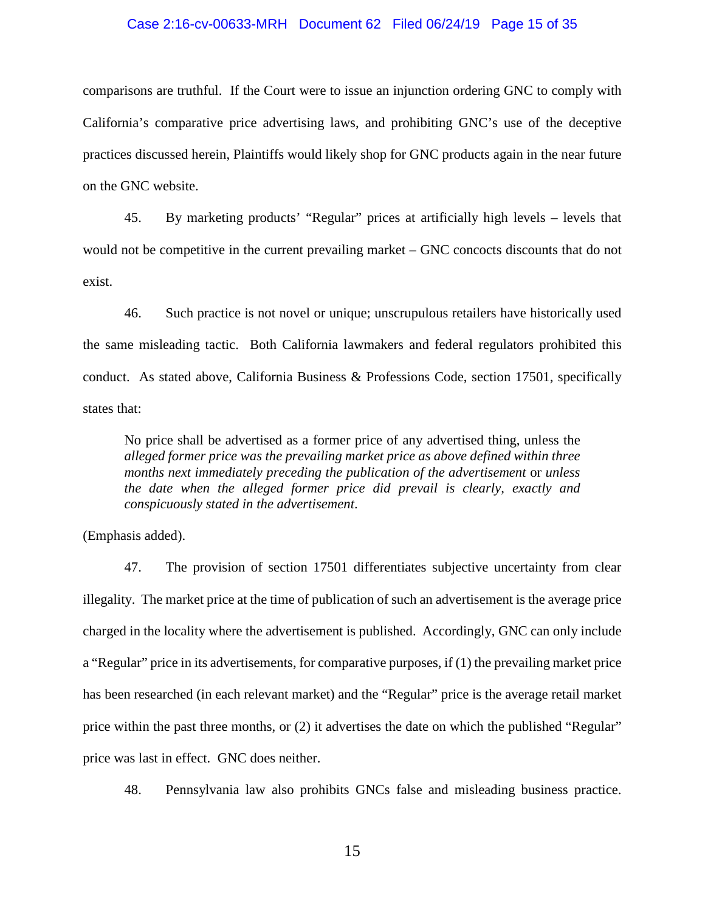comparisons are truthful. If the Court were to issue an injunction ordering GNC to comply with California's comparative price advertising laws, and prohibiting GNC's use of the deceptive practices discussed herein, Plaintiffs would likely shop for GNC products again in the near future on the GNC website.

45. By marketing products' "Regular" prices at artificially high levels – levels that would not be competitive in the current prevailing market – GNC concocts discounts that do not exist.

46. Such practice is not novel or unique; unscrupulous retailers have historically used the same misleading tactic. Both California lawmakers and federal regulators prohibited this conduct. As stated above, California Business & Professions Code, section 17501, specifically states that:

> No price shall be advertised as a former price of any advertised thing, unless the *alleged former price was the prevailing market price as above defined within three months next immediately preceding the publication of the advertisement* or *unless the date when the alleged former price did prevail is clearly, exactly and conspicuously stated in the advertisement*.

(Emphasis added).

47. The provision of section 17501 differentiates subjective uncertainty from clear illegality. The market price at the time of publication of such an advertisement is the average price charged in the locality where the advertisement is published. Accordingly, GNC can only include a "Regular" price in its advertisements, for comparative purposes, if (1) the prevailing market price has been researched (in each relevant market) and the "Regular" price is the average retail market price within the past three months, or (2) it advertises the date on which the published "Regular" price was last in effect. GNC does neither.

48. Pennsylvania law also prohibits GNCs false and misleading business practice.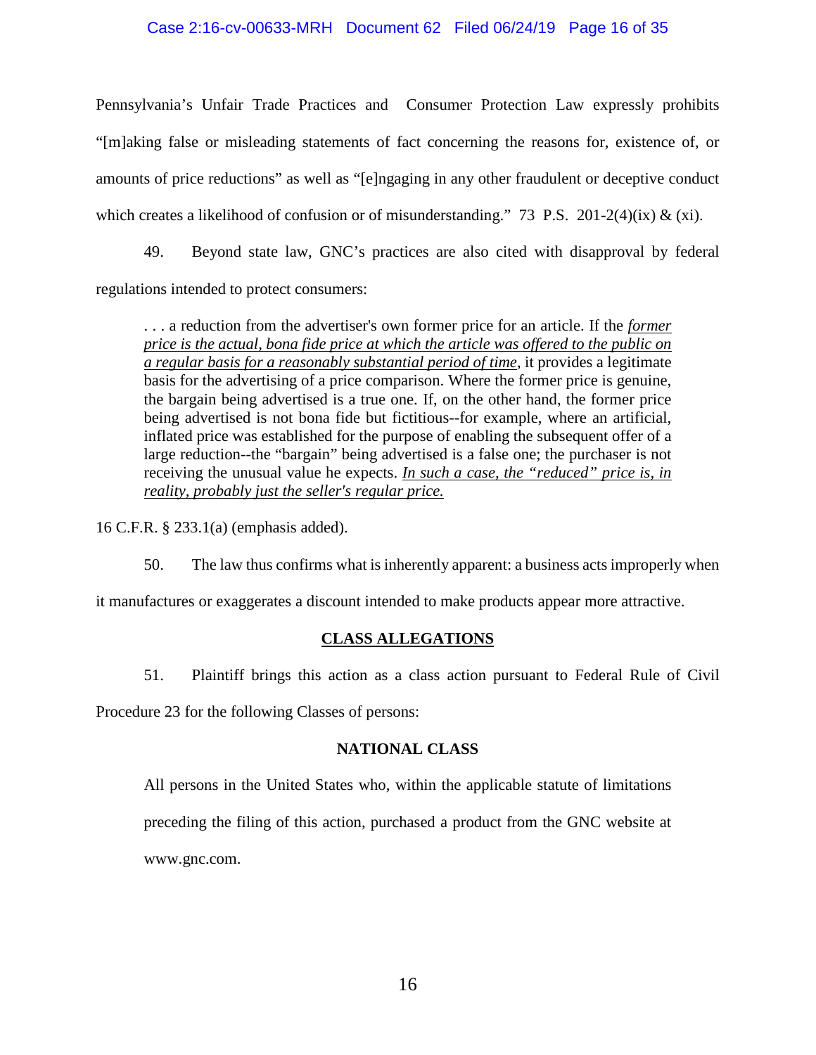Pennsylvania's Unfair Trade Practices and Consumer Protection Law expressly prohibits "[m]aking false or misleading statements of fact concerning the reasons for, existence of, or amounts of price reductions" as well as "[e]ngaging in any other fraudulent or deceptive conduct which creates a likelihood of confusion or of misunderstanding." 73 P.S. 201-2(4)(ix) & (xi).

49. Beyond state law, GNC's practices are also cited with disapproval by federal regulations intended to protect consumers:

> . . . a reduction from the advertiser's own former price for an article. If the *former price is the actual, bona fide price at which the article was offered to the public on a regular basis for a reasonably substantial period of time*, it provides a legitimate basis for the advertising of a price comparison. Where the former price is genuine, the bargain being advertised is a true one. If, on the other hand, the former price being advertised is not bona fide but fictitious--for example, where an artificial, inflated price was established for the purpose of enabling the subsequent offer of a large reduction--the "bargain" being advertised is a false one; the purchaser is not receiving the unusual value he expects. *In such a case, the "reduced" price is, in reality, probably just the seller's regular price.*

16 C.F.R. § 233.1(a) (emphasis added).

50. The law thus confirms what is inherently apparent: a business acts improperly when it manufactures or exaggerates a discount intended to make products appear more attractive.

## CLASS ALLEGATIONS

51. Plaintiff brings this action as a class action pursuant to Federal Rule of Civil Procedure 23 for the following Classes of persons:

### NATIONAL CLASS

> All persons in the United States who, within the applicable statute of limitations preceding the filing of this action, purchased a product from the GNC website at www.gnc.com.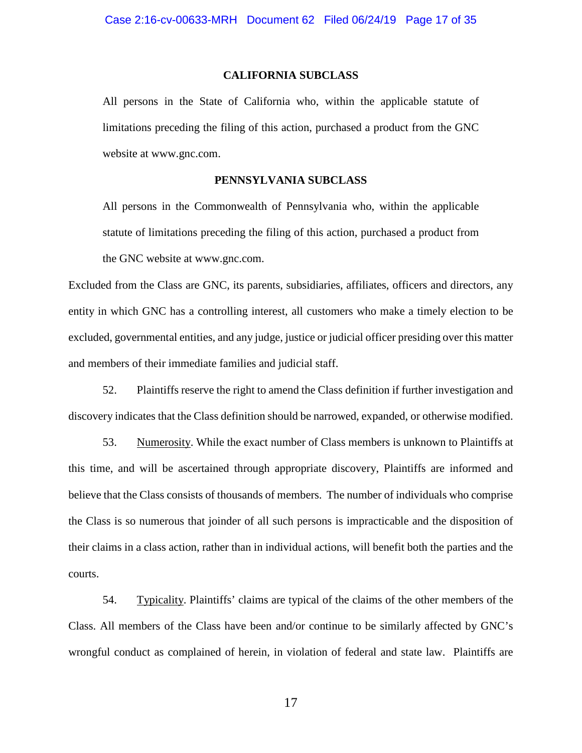**CALIFORNIA SUBCLASS**

> All persons in the State of California who, within the applicable statute of limitations preceding the filing of this action, purchased a product from the GNC website at www.gnc.com.

**PENNSYLVANIA SUBCLASS**

> All persons in the Commonwealth of Pennsylvania who, within the applicable statute of limitations preceding the filing of this action, purchased a product from the GNC website at www.gnc.com.

Excluded from the Class are GNC, its parents, subsidiaries, affiliates, officers and directors, any entity in which GNC has a controlling interest, all customers who make a timely election to be excluded, governmental entities, and any judge, justice or judicial officer presiding over this matter and members of their immediate families and judicial staff.

52. Plaintiffs reserve the right to amend the Class definition if further investigation and discovery indicates that the Class definition should be narrowed, expanded, or otherwise modified.

53. Numerosity. While the exact number of Class members is unknown to Plaintiffs at this time, and will be ascertained through appropriate discovery, Plaintiffs are informed and believe that the Class consists of thousands of members. The number of individuals who comprise the Class is so numerous that joinder of all such persons is impracticable and the disposition of their claims in a class action, rather than in individual actions, will benefit both the parties and the courts.

54. Typicality. Plaintiffs' claims are typical of the claims of the other members of the Class. All members of the Class have been and/or continue to be similarly affected by GNC's wrongful conduct as complained of herein, in violation of federal and state law. Plaintiffs are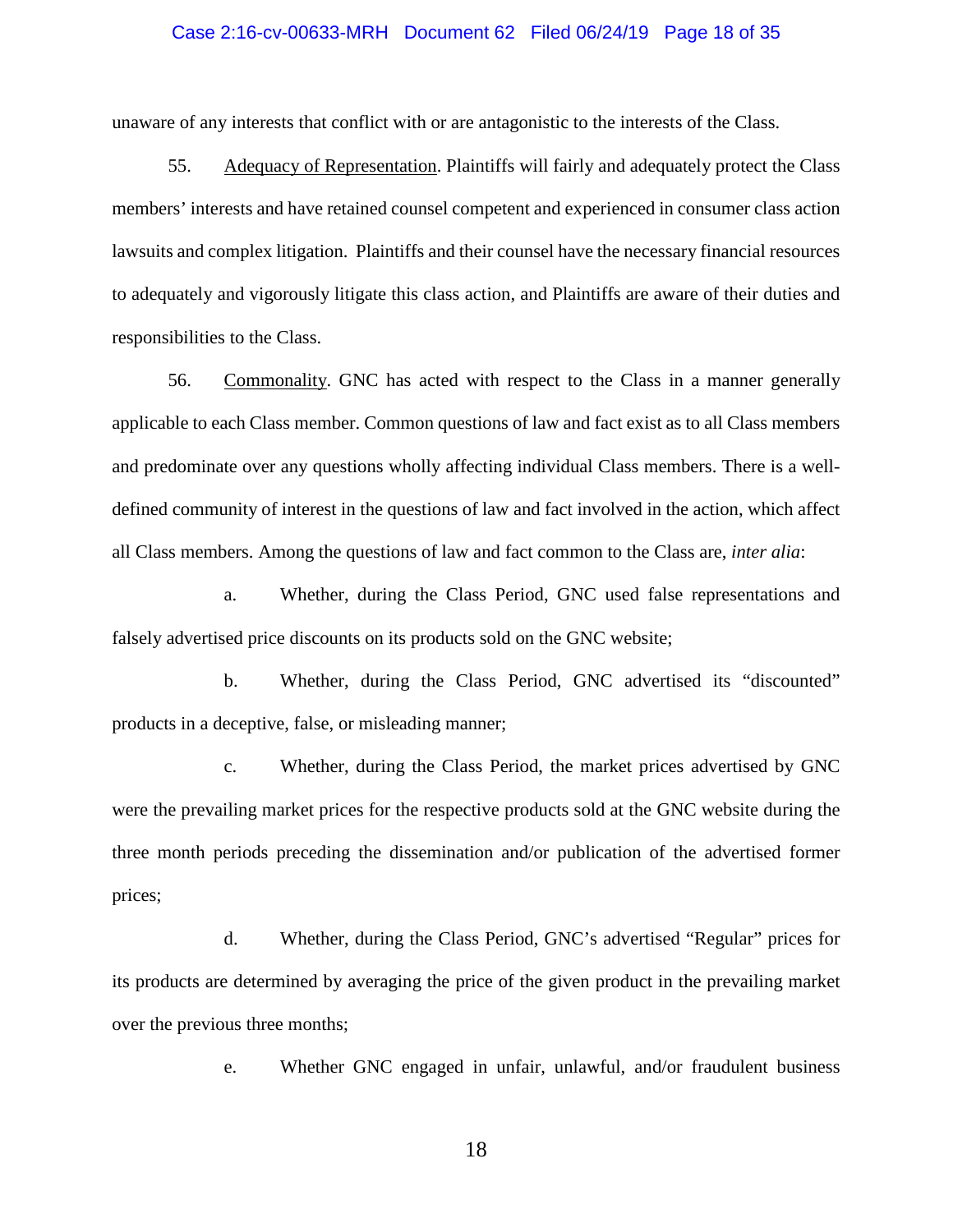unaware of any interests that conflict with or are antagonistic to the interests of the Class.

55. Adequacy of Representation. Plaintiffs will fairly and adequately protect the Class members' interests and have retained counsel competent and experienced in consumer class action lawsuits and complex litigation. Plaintiffs and their counsel have the necessary financial resources to adequately and vigorously litigate this class action, and Plaintiffs are aware of their duties and responsibilities to the Class.

56. Commonality. GNC has acted with respect to the Class in a manner generally applicable to each Class member. Common questions of law and fact exist as to all Class members and predominate over any questions wholly affecting individual Class members. There is a well-defined community of interest in the questions of law and fact involved in the action, which affect all Class members. Among the questions of law and fact common to the Class are, *inter alia*:

a. Whether, during the Class Period, GNC used false representations and falsely advertised price discounts on its products sold on the GNC website;

b. Whether, during the Class Period, GNC advertised its "discounted" products in a deceptive, false, or misleading manner;

c. Whether, during the Class Period, the market prices advertised by GNC were the prevailing market prices for the respective products sold at the GNC website during the three month periods preceding the dissemination and/or publication of the advertised former prices;

d. Whether, during the Class Period, GNC's advertised "Regular" prices for its products are determined by averaging the price of the given product in the prevailing market over the previous three months;

e. Whether GNC engaged in unfair, unlawful, and/or fraudulent business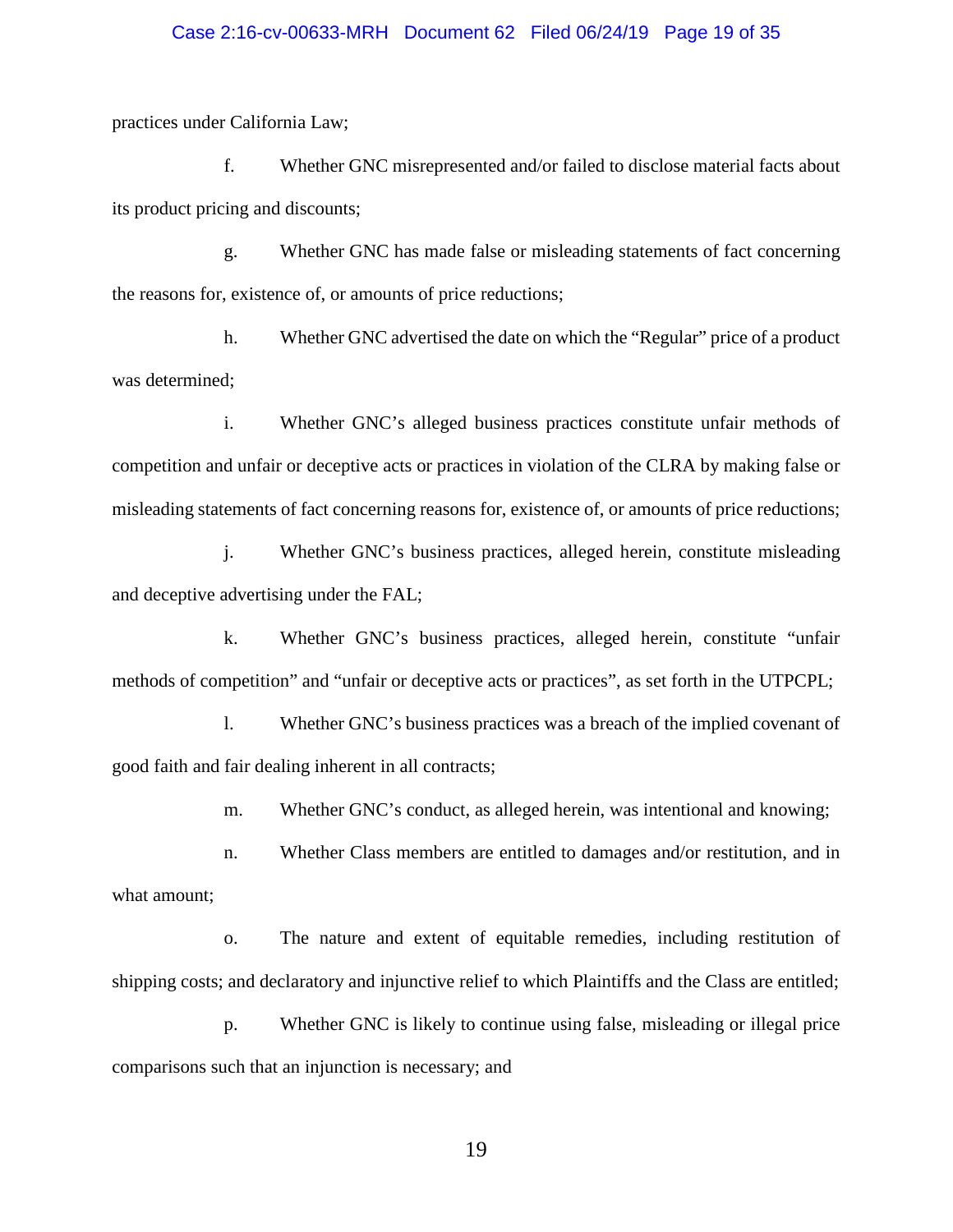practices under California Law;

f. Whether GNC misrepresented and/or failed to disclose material facts about its product pricing and discounts;

g. Whether GNC has made false or misleading statements of fact concerning the reasons for, existence of, or amounts of price reductions;

h. Whether GNC advertised the date on which the "Regular" price of a product was determined;

i. Whether GNC's alleged business practices constitute unfair methods of competition and unfair or deceptive acts or practices in violation of the CLRA by making false or misleading statements of fact concerning reasons for, existence of, or amounts of price reductions;

j. Whether GNC's business practices, alleged herein, constitute misleading and deceptive advertising under the FAL;

k. Whether GNC's business practices, alleged herein, constitute "unfair methods of competition" and "unfair or deceptive acts or practices", as set forth in the UTPCPL;

l. Whether GNC's business practices was a breach of the implied covenant of good faith and fair dealing inherent in all contracts;

m. Whether GNC's conduct, as alleged herein, was intentional and knowing;

n. Whether Class members are entitled to damages and/or restitution, and in what amount;

o. The nature and extent of equitable remedies, including restitution of shipping costs; and declaratory and injunctive relief to which Plaintiffs and the Class are entitled;

p. Whether GNC is likely to continue using false, misleading or illegal price comparisons such that an injunction is necessary; and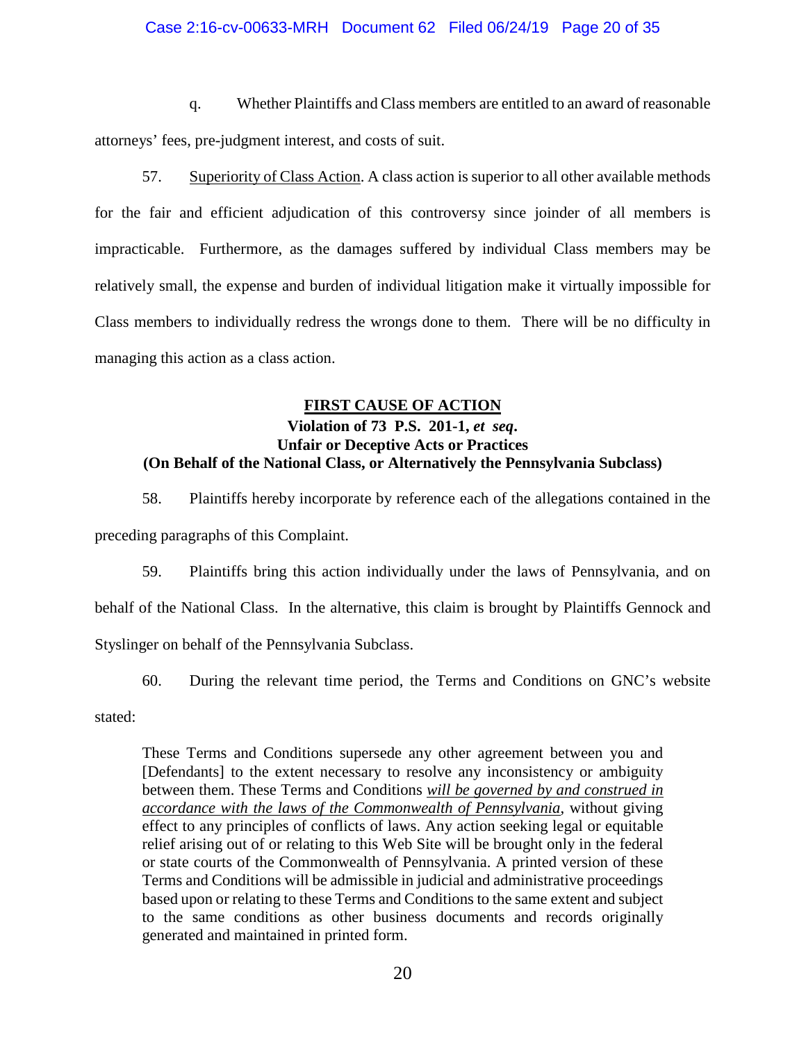q. Whether Plaintiffs and Class members are entitled to an award of reasonable attorneys' fees, pre-judgment interest, and costs of suit.

57. Superiority of Class Action. A class action is superior to all other available methods for the fair and efficient adjudication of this controversy since joinder of all members is impracticable. Furthermore, as the damages suffered by individual Class members may be relatively small, the expense and burden of individual litigation make it virtually impossible for Class members to individually redress the wrongs done to them. There will be no difficulty in managing this action as a class action.

**FIRST CAUSE OF ACTION**
**Violation of 73 P.S. 201-1, *et seq*.**
**Unfair or Deceptive Acts or Practices**
**(On Behalf of the National Class, or Alternatively the Pennsylvania Subclass)**

58. Plaintiffs hereby incorporate by reference each of the allegations contained in the preceding paragraphs of this Complaint.

59. Plaintiffs bring this action individually under the laws of Pennsylvania, and on behalf of the National Class. In the alternative, this claim is brought by Plaintiffs Gennock and Styslinger on behalf of the Pennsylvania Subclass.

60. During the relevant time period, the Terms and Conditions on GNC's website stated:

> These Terms and Conditions supersede any other agreement between you and [Defendants] to the extent necessary to resolve any inconsistency or ambiguity between them. These Terms and Conditions *will be governed by and construed in accordance with the laws of the Commonwealth of Pennsylvania*, without giving effect to any principles of conflicts of laws. Any action seeking legal or equitable relief arising out of or relating to this Web Site will be brought only in the federal or state courts of the Commonwealth of Pennsylvania. A printed version of these Terms and Conditions will be admissible in judicial and administrative proceedings based upon or relating to these Terms and Conditions to the same extent and subject to the same conditions as other business documents and records originally generated and maintained in printed form.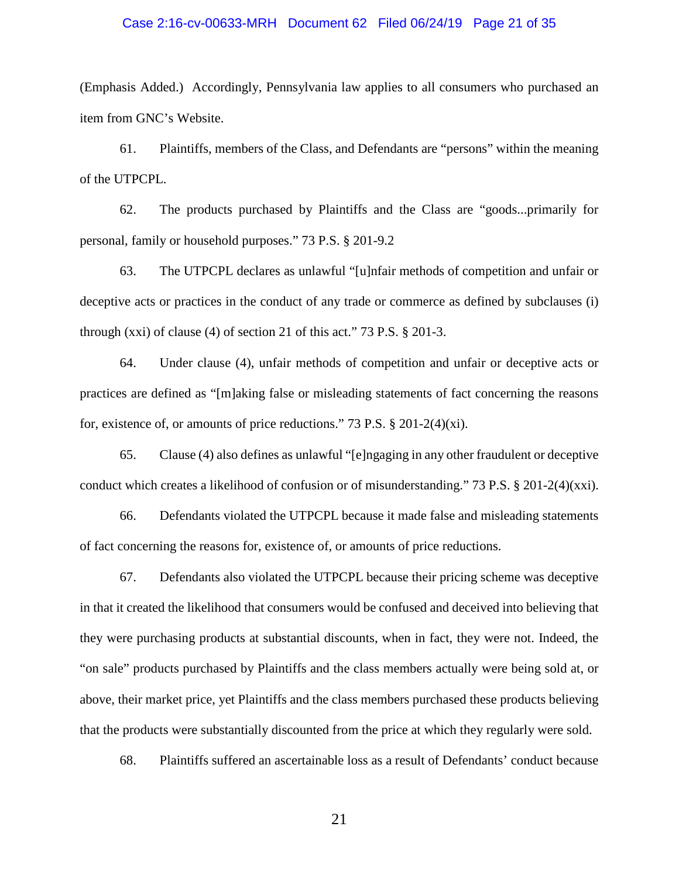(Emphasis Added.) Accordingly, Pennsylvania law applies to all consumers who purchased an item from GNC's Website.

61. Plaintiffs, members of the Class, and Defendants are "persons" within the meaning of the UTPCPL.

62. The products purchased by Plaintiffs and the Class are "goods...primarily for personal, family or household purposes." 73 P.S. § 201-9.2

63. The UTPCPL declares as unlawful "[u]nfair methods of competition and unfair or deceptive acts or practices in the conduct of any trade or commerce as defined by subclauses (i) through (xxi) of clause (4) of section 21 of this act." 73 P.S. § 201-3.

64. Under clause (4), unfair methods of competition and unfair or deceptive acts or practices are defined as "[m]aking false or misleading statements of fact concerning the reasons for, existence of, or amounts of price reductions." 73 P.S. § 201-2(4)(xi).

65. Clause (4) also defines as unlawful "[e]ngaging in any other fraudulent or deceptive conduct which creates a likelihood of confusion or of misunderstanding." 73 P.S. § 201-2(4)(xxi).

66. Defendants violated the UTPCPL because it made false and misleading statements of fact concerning the reasons for, existence of, or amounts of price reductions.

67. Defendants also violated the UTPCPL because their pricing scheme was deceptive in that it created the likelihood that consumers would be confused and deceived into believing that they were purchasing products at substantial discounts, when in fact, they were not. Indeed, the "on sale" products purchased by Plaintiffs and the class members actually were being sold at, or above, their market price, yet Plaintiffs and the class members purchased these products believing that the products were substantially discounted from the price at which they regularly were sold.

68. Plaintiffs suffered an ascertainable loss as a result of Defendants' conduct because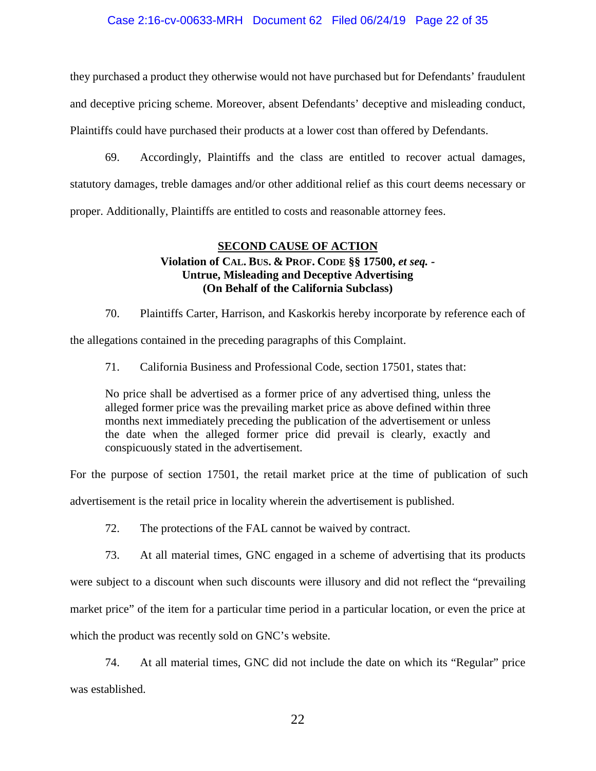they purchased a product they otherwise would not have purchased but for Defendants' fraudulent and deceptive pricing scheme. Moreover, absent Defendants' deceptive and misleading conduct, Plaintiffs could have purchased their products at a lower cost than offered by Defendants.

69. Accordingly, Plaintiffs and the class are entitled to recover actual damages, statutory damages, treble damages and/or other additional relief as this court deems necessary or proper. Additionally, Plaintiffs are entitled to costs and reasonable attorney fees.

**<u>SECOND CAUSE OF ACTION</u>**
**Violation of CAL. BUS. & PROF. CODE §§ 17500, *et seq.* -**
**Untrue, Misleading and Deceptive Advertising**
**(On Behalf of the California Subclass)**

70. Plaintiffs Carter, Harrison, and Kaskorkis hereby incorporate by reference each of the allegations contained in the preceding paragraphs of this Complaint.

71. California Business and Professional Code, section 17501, states that:

> No price shall be advertised as a former price of any advertised thing, unless the alleged former price was the prevailing market price as above defined within three months next immediately preceding the publication of the advertisement or unless the date when the alleged former price did prevail is clearly, exactly and conspicuously stated in the advertisement.

For the purpose of section 17501, the retail market price at the time of publication of such advertisement is the retail price in locality wherein the advertisement is published.

72. The protections of the FAL cannot be waived by contract.

73. At all material times, GNC engaged in a scheme of advertising that its products were subject to a discount when such discounts were illusory and did not reflect the "prevailing market price" of the item for a particular time period in a particular location, or even the price at which the product was recently sold on GNC's website.

74. At all material times, GNC did not include the date on which its "Regular" price was established.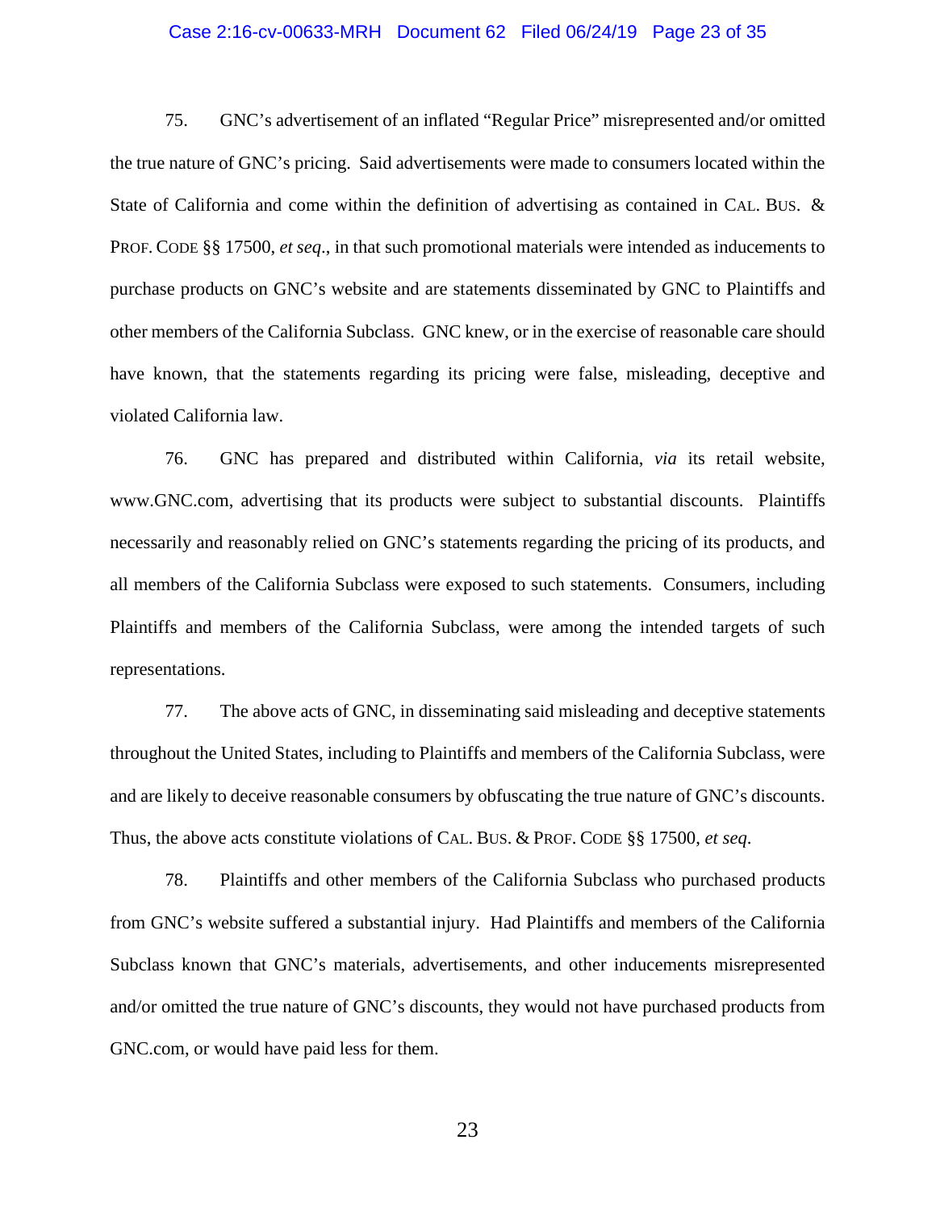75. GNC's advertisement of an inflated "Regular Price" misrepresented and/or omitted the true nature of GNC's pricing. Said advertisements were made to consumers located within the State of California and come within the definition of advertising as contained in CAL. BUS. & PROF. CODE §§ 17500, *et seq.*, in that such promotional materials were intended as inducements to purchase products on GNC's website and are statements disseminated by GNC to Plaintiffs and other members of the California Subclass. GNC knew, or in the exercise of reasonable care should have known, that the statements regarding its pricing were false, misleading, deceptive and violated California law.

76. GNC has prepared and distributed within California, *via* its retail website, www.GNC.com, advertising that its products were subject to substantial discounts. Plaintiffs necessarily and reasonably relied on GNC's statements regarding the pricing of its products, and all members of the California Subclass were exposed to such statements. Consumers, including Plaintiffs and members of the California Subclass, were among the intended targets of such representations.

77. The above acts of GNC, in disseminating said misleading and deceptive statements throughout the United States, including to Plaintiffs and members of the California Subclass, were and are likely to deceive reasonable consumers by obfuscating the true nature of GNC's discounts. Thus, the above acts constitute violations of CAL. BUS. & PROF. CODE §§ 17500, *et seq.*

78. Plaintiffs and other members of the California Subclass who purchased products from GNC's website suffered a substantial injury. Had Plaintiffs and members of the California Subclass known that GNC's materials, advertisements, and other inducements misrepresented and/or omitted the true nature of GNC's discounts, they would not have purchased products from GNC.com, or would have paid less for them.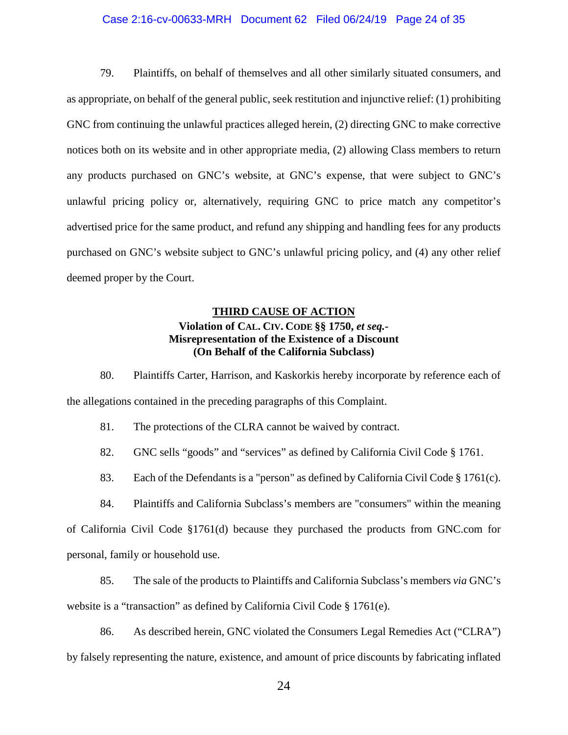79. Plaintiffs, on behalf of themselves and all other similarly situated consumers, and as appropriate, on behalf of the general public, seek restitution and injunctive relief: (1) prohibiting GNC from continuing the unlawful practices alleged herein, (2) directing GNC to make corrective notices both on its website and in other appropriate media, (2) allowing Class members to return any products purchased on GNC's website, at GNC's expense, that were subject to GNC's unlawful pricing policy or, alternatively, requiring GNC to price match any competitor's advertised price for the same product, and refund any shipping and handling fees for any products purchased on GNC's website subject to GNC's unlawful pricing policy, and (4) any other relief deemed proper by the Court.

**<u>THIRD CAUSE OF ACTION</u>**
**Violation of CAL. CIV. CODE §§ 1750, *et seq.*- Misrepresentation of the Existence of a Discount (On Behalf of the California Subclass)**

80. Plaintiffs Carter, Harrison, and Kaskorkis hereby incorporate by reference each of the allegations contained in the preceding paragraphs of this Complaint.

81. The protections of the CLRA cannot be waived by contract.

82. GNC sells "goods" and "services" as defined by California Civil Code § 1761.

83. Each of the Defendants is a "person" as defined by California Civil Code § 1761(c).

84. Plaintiffs and California Subclass's members are "consumers" within the meaning of California Civil Code §1761(d) because they purchased the products from GNC.com for personal, family or household use.

85. The sale of the products to Plaintiffs and California Subclass's members *via* GNC's website is a "transaction" as defined by California Civil Code § 1761(e).

86. As described herein, GNC violated the Consumers Legal Remedies Act ("CLRA") by falsely representing the nature, existence, and amount of price discounts by fabricating inflated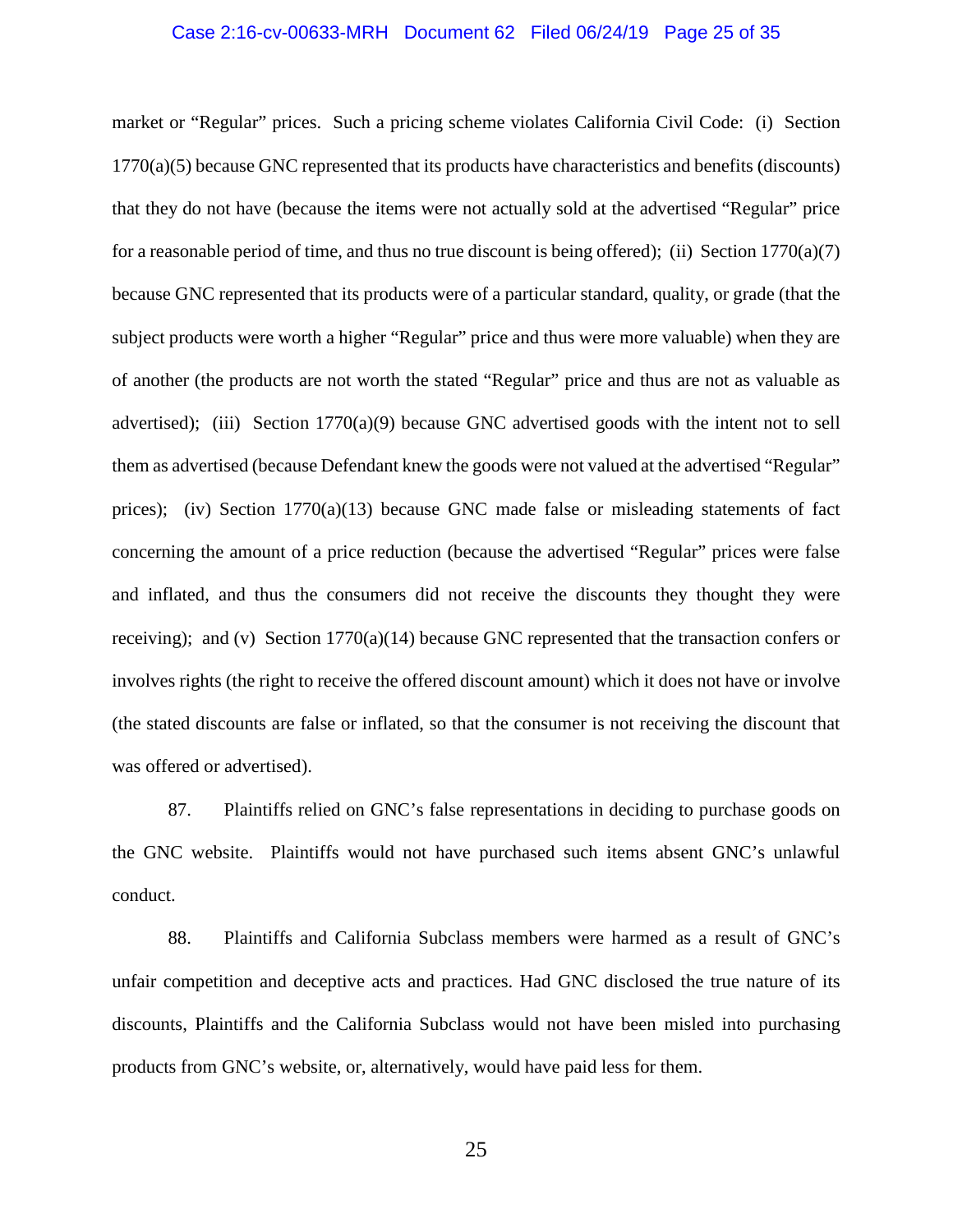market or "Regular" prices. Such a pricing scheme violates California Civil Code: (i) Section 1770(a)(5) because GNC represented that its products have characteristics and benefits (discounts) that they do not have (because the items were not actually sold at the advertised "Regular" price for a reasonable period of time, and thus no true discount is being offered); (ii) Section 1770(a)(7) because GNC represented that its products were of a particular standard, quality, or grade (that the subject products were worth a higher "Regular" price and thus were more valuable) when they are of another (the products are not worth the stated "Regular" price and thus are not as valuable as advertised); (iii) Section 1770(a)(9) because GNC advertised goods with the intent not to sell them as advertised (because Defendant knew the goods were not valued at the advertised "Regular" prices); (iv) Section 1770(a)(13) because GNC made false or misleading statements of fact concerning the amount of a price reduction (because the advertised "Regular" prices were false and inflated, and thus the consumers did not receive the discounts they thought they were receiving); and (v) Section 1770(a)(14) because GNC represented that the transaction confers or involves rights (the right to receive the offered discount amount) which it does not have or involve (the stated discounts are false or inflated, so that the consumer is not receiving the discount that was offered or advertised).

87. Plaintiffs relied on GNC's false representations in deciding to purchase goods on the GNC website. Plaintiffs would not have purchased such items absent GNC's unlawful conduct.

88. Plaintiffs and California Subclass members were harmed as a result of GNC's unfair competition and deceptive acts and practices. Had GNC disclosed the true nature of its discounts, Plaintiffs and the California Subclass would not have been misled into purchasing products from GNC's website, or, alternatively, would have paid less for them.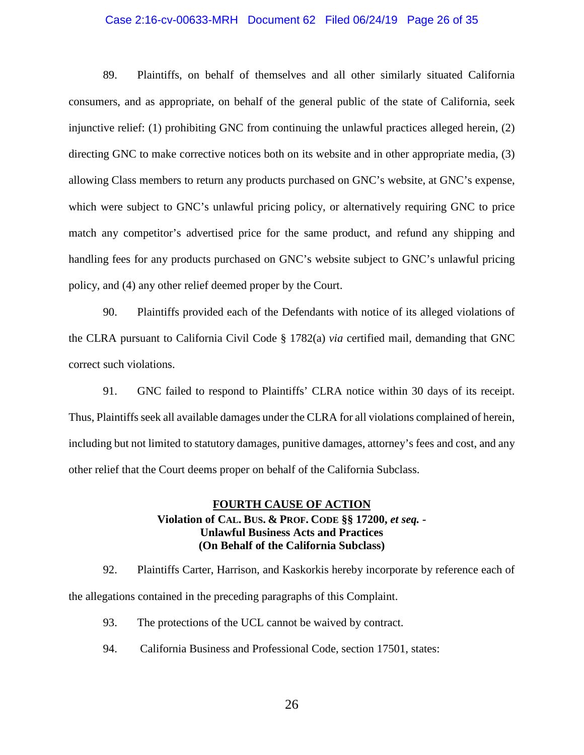89. Plaintiffs, on behalf of themselves and all other similarly situated California consumers, and as appropriate, on behalf of the general public of the state of California, seek injunctive relief: (1) prohibiting GNC from continuing the unlawful practices alleged herein, (2) directing GNC to make corrective notices both on its website and in other appropriate media, (3) allowing Class members to return any products purchased on GNC's website, at GNC's expense, which were subject to GNC's unlawful pricing policy, or alternatively requiring GNC to price match any competitor's advertised price for the same product, and refund any shipping and handling fees for any products purchased on GNC's website subject to GNC's unlawful pricing policy, and (4) any other relief deemed proper by the Court.

90. Plaintiffs provided each of the Defendants with notice of its alleged violations of the CLRA pursuant to California Civil Code § 1782(a) *via* certified mail, demanding that GNC correct such violations.

91. GNC failed to respond to Plaintiffs' CLRA notice within 30 days of its receipt. Thus, Plaintiffs seek all available damages under the CLRA for all violations complained of herein, including but not limited to statutory damages, punitive damages, attorney's fees and cost, and any other relief that the Court deems proper on behalf of the California Subclass.

**FOURTH CAUSE OF ACTION**
**Violation of CAL. BUS. & PROF. CODE §§ 17200, *et seq.* -**
**Unlawful Business Acts and Practices**
**(On Behalf of the California Subclass)**

92. Plaintiffs Carter, Harrison, and Kaskorkis hereby incorporate by reference each of the allegations contained in the preceding paragraphs of this Complaint.

93. The protections of the UCL cannot be waived by contract.

94. California Business and Professional Code, section 17501, states: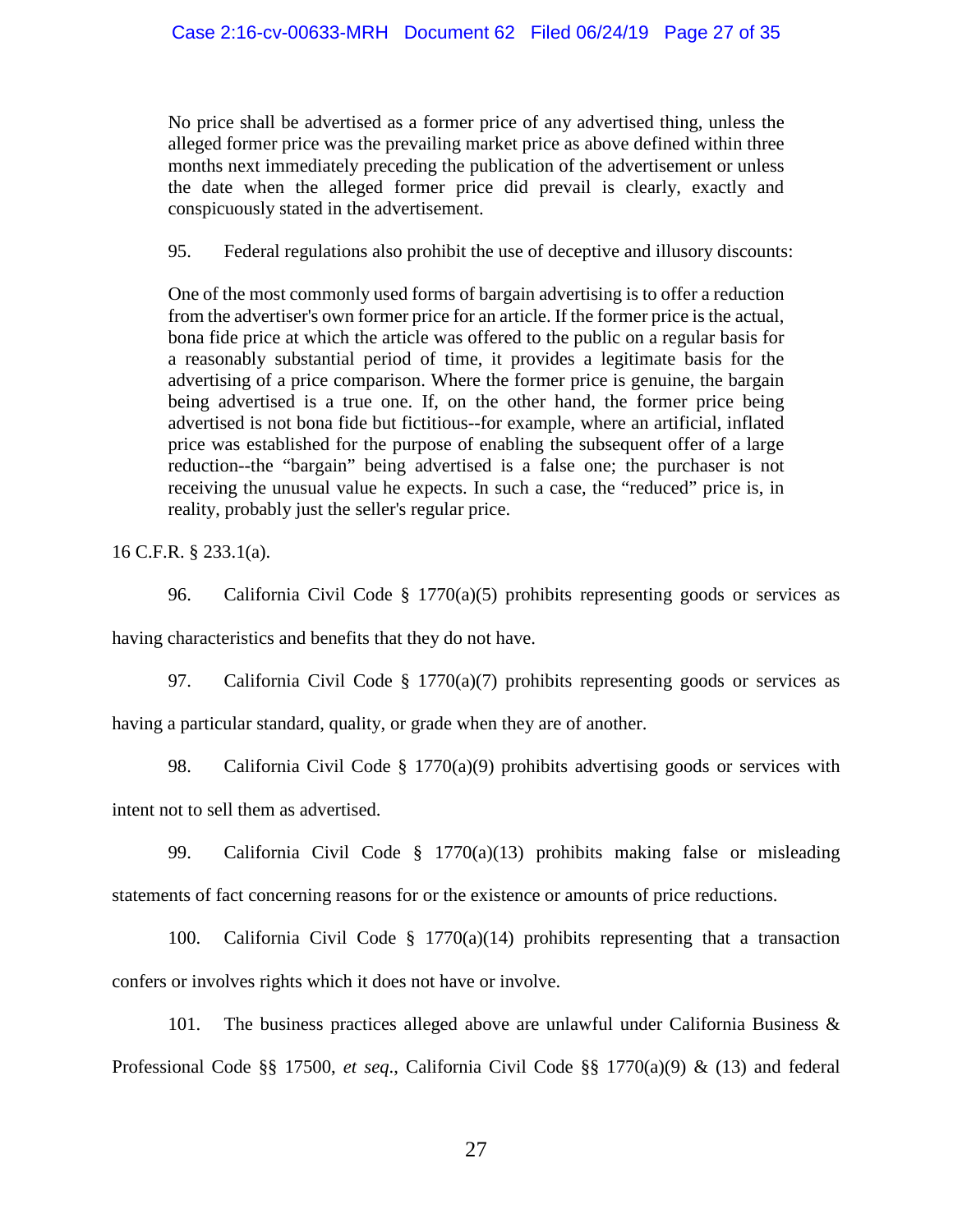> No price shall be advertised as a former price of any advertised thing, unless the alleged former price was the prevailing market price as above defined within three months next immediately preceding the publication of the advertisement or unless the date when the alleged former price did prevail is clearly, exactly and conspicuously stated in the advertisement.

95. Federal regulations also prohibit the use of deceptive and illusory discounts:

> One of the most commonly used forms of bargain advertising is to offer a reduction from the advertiser's own former price for an article. If the former price is the actual, bona fide price at which the article was offered to the public on a regular basis for a reasonably substantial period of time, it provides a legitimate basis for the advertising of a price comparison. Where the former price is genuine, the bargain being advertised is a true one. If, on the other hand, the former price being advertised is not bona fide but fictitious--for example, where an artificial, inflated price was established for the purpose of enabling the subsequent offer of a large reduction--the "bargain" being advertised is a false one; the purchaser is not receiving the unusual value he expects. In such a case, the "reduced" price is, in reality, probably just the seller's regular price.

16 C.F.R. § 233.1(a).

96. California Civil Code § 1770(a)(5) prohibits representing goods or services as having characteristics and benefits that they do not have.

97. California Civil Code § 1770(a)(7) prohibits representing goods or services as having a particular standard, quality, or grade when they are of another.

98. California Civil Code § 1770(a)(9) prohibits advertising goods or services with intent not to sell them as advertised.

99. California Civil Code § 1770(a)(13) prohibits making false or misleading statements of fact concerning reasons for or the existence or amounts of price reductions.

100. California Civil Code § 1770(a)(14) prohibits representing that a transaction confers or involves rights which it does not have or involve.

101. The business practices alleged above are unlawful under California Business & Professional Code §§ 17500, *et seq*., California Civil Code §§ 1770(a)(9) & (13) and federal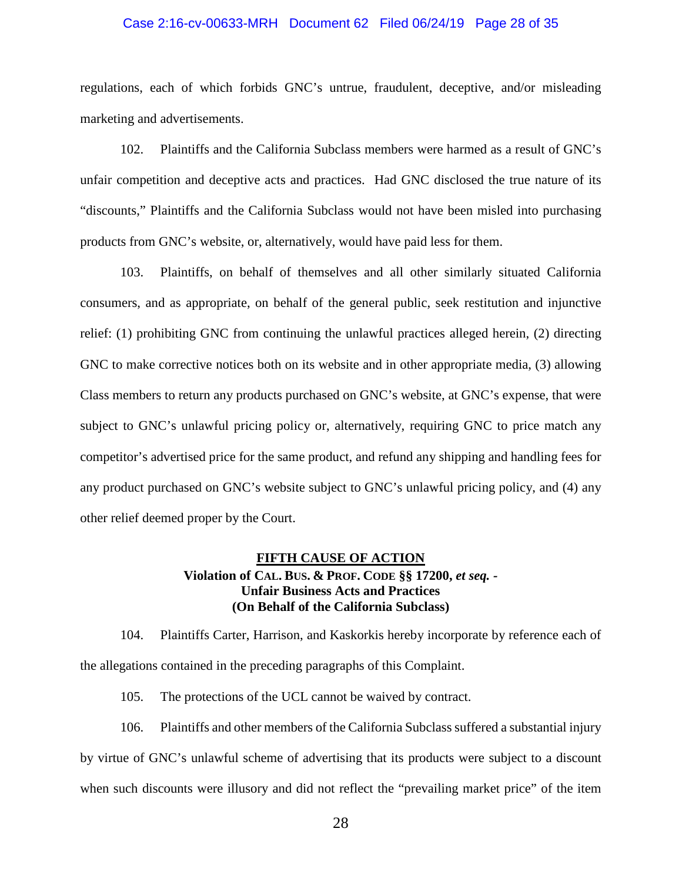regulations, each of which forbids GNC's untrue, fraudulent, deceptive, and/or misleading marketing and advertisements.

102. Plaintiffs and the California Subclass members were harmed as a result of GNC's unfair competition and deceptive acts and practices. Had GNC disclosed the true nature of its "discounts," Plaintiffs and the California Subclass would not have been misled into purchasing products from GNC's website, or, alternatively, would have paid less for them.

103. Plaintiffs, on behalf of themselves and all other similarly situated California consumers, and as appropriate, on behalf of the general public, seek restitution and injunctive relief: (1) prohibiting GNC from continuing the unlawful practices alleged herein, (2) directing GNC to make corrective notices both on its website and in other appropriate media, (3) allowing Class members to return any products purchased on GNC's website, at GNC's expense, that were subject to GNC's unlawful pricing policy or, alternatively, requiring GNC to price match any competitor's advertised price for the same product, and refund any shipping and handling fees for any product purchased on GNC's website subject to GNC's unlawful pricing policy, and (4) any other relief deemed proper by the Court.

## FIFTH CAUSE OF ACTION
**Violation of CAL. BUS. & PROF. CODE §§ 17200, *et seq.* -**
**Unfair Business Acts and Practices**
**(On Behalf of the California Subclass)**

104. Plaintiffs Carter, Harrison, and Kaskorkis hereby incorporate by reference each of the allegations contained in the preceding paragraphs of this Complaint.

105. The protections of the UCL cannot be waived by contract.

106. Plaintiffs and other members of the California Subclass suffered a substantial injury by virtue of GNC's unlawful scheme of advertising that its products were subject to a discount when such discounts were illusory and did not reflect the "prevailing market price" of the item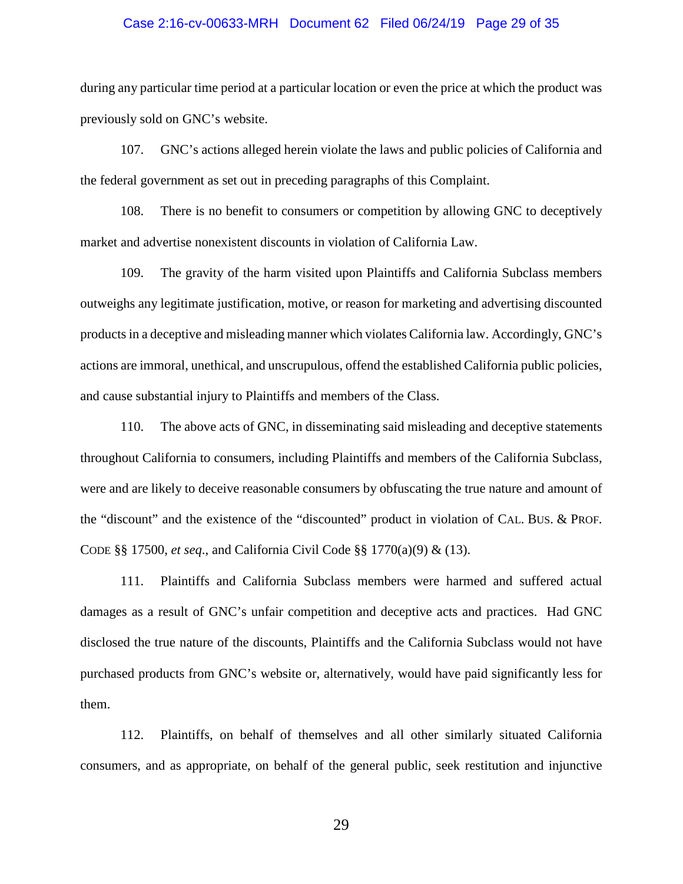during any particular time period at a particular location or even the price at which the product was previously sold on GNC's website.

107. GNC's actions alleged herein violate the laws and public policies of California and the federal government as set out in preceding paragraphs of this Complaint.

108. There is no benefit to consumers or competition by allowing GNC to deceptively market and advertise nonexistent discounts in violation of California Law.

109. The gravity of the harm visited upon Plaintiffs and California Subclass members outweighs any legitimate justification, motive, or reason for marketing and advertising discounted products in a deceptive and misleading manner which violates California law. Accordingly, GNC's actions are immoral, unethical, and unscrupulous, offend the established California public policies, and cause substantial injury to Plaintiffs and members of the Class.

110. The above acts of GNC, in disseminating said misleading and deceptive statements throughout California to consumers, including Plaintiffs and members of the California Subclass, were and are likely to deceive reasonable consumers by obfuscating the true nature and amount of the "discount" and the existence of the "discounted" product in violation of CAL. BUS. & PROF. CODE §§ 17500, *et seq*., and California Civil Code §§ 1770(a)(9) & (13).

111. Plaintiffs and California Subclass members were harmed and suffered actual damages as a result of GNC's unfair competition and deceptive acts and practices. Had GNC disclosed the true nature of the discounts, Plaintiffs and the California Subclass would not have purchased products from GNC's website or, alternatively, would have paid significantly less for them.

112. Plaintiffs, on behalf of themselves and all other similarly situated California consumers, and as appropriate, on behalf of the general public, seek restitution and injunctive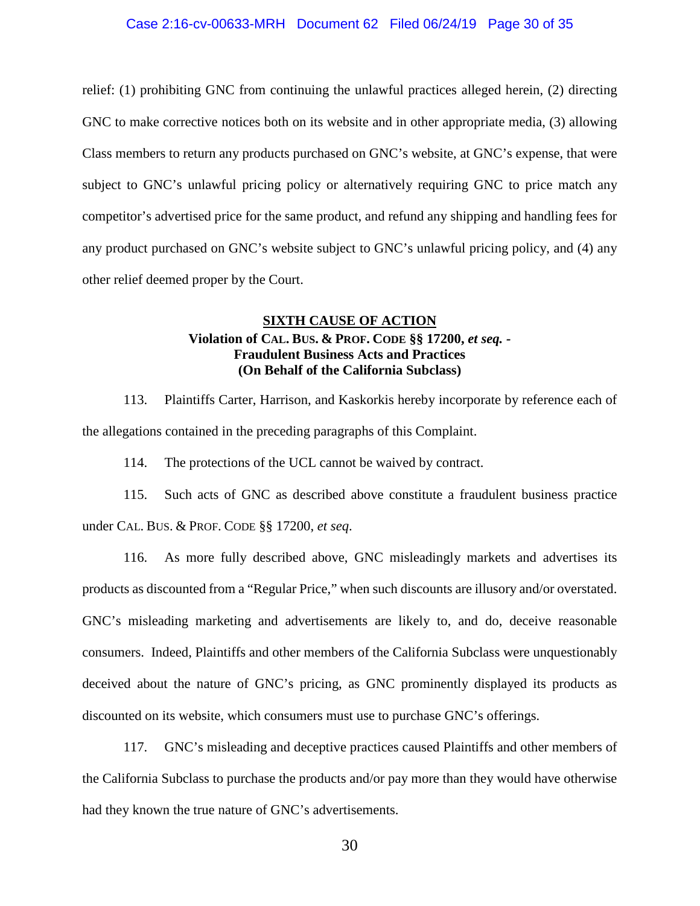relief: (1) prohibiting GNC from continuing the unlawful practices alleged herein, (2) directing GNC to make corrective notices both on its website and in other appropriate media, (3) allowing Class members to return any products purchased on GNC's website, at GNC's expense, that were subject to GNC's unlawful pricing policy or alternatively requiring GNC to price match any competitor's advertised price for the same product, and refund any shipping and handling fees for any product purchased on GNC's website subject to GNC's unlawful pricing policy, and (4) any other relief deemed proper by the Court.

**SIXTH CAUSE OF ACTION**
**Violation of CAL. BUS. & PROF. CODE §§ 17200, *et seq.* -**
**Fraudulent Business Acts and Practices**
**(On Behalf of the California Subclass)**

113. Plaintiffs Carter, Harrison, and Kaskorkis hereby incorporate by reference each of the allegations contained in the preceding paragraphs of this Complaint.

114. The protections of the UCL cannot be waived by contract.

115. Such acts of GNC as described above constitute a fraudulent business practice under CAL. BUS. & PROF. CODE §§ 17200, *et seq*.

116. As more fully described above, GNC misleadingly markets and advertises its products as discounted from a "Regular Price," when such discounts are illusory and/or overstated. GNC's misleading marketing and advertisements are likely to, and do, deceive reasonable consumers. Indeed, Plaintiffs and other members of the California Subclass were unquestionably deceived about the nature of GNC's pricing, as GNC prominently displayed its products as discounted on its website, which consumers must use to purchase GNC's offerings.

117. GNC's misleading and deceptive practices caused Plaintiffs and other members of the California Subclass to purchase the products and/or pay more than they would have otherwise had they known the true nature of GNC's advertisements.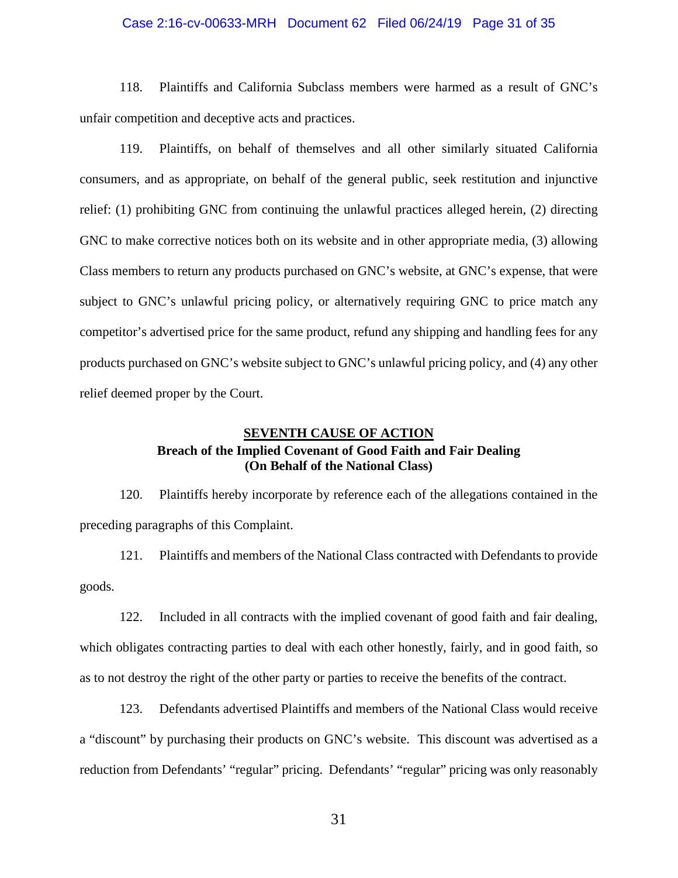118. Plaintiffs and California Subclass members were harmed as a result of GNC's unfair competition and deceptive acts and practices.

119. Plaintiffs, on behalf of themselves and all other similarly situated California consumers, and as appropriate, on behalf of the general public, seek restitution and injunctive relief: (1) prohibiting GNC from continuing the unlawful practices alleged herein, (2) directing GNC to make corrective notices both on its website and in other appropriate media, (3) allowing Class members to return any products purchased on GNC's website, at GNC's expense, that were subject to GNC's unlawful pricing policy, or alternatively requiring GNC to price match any competitor's advertised price for the same product, refund any shipping and handling fees for any products purchased on GNC's website subject to GNC's unlawful pricing policy, and (4) any other relief deemed proper by the Court.

## <u>SEVENTH CAUSE OF ACTION</u>
## Breach of the Implied Covenant of Good Faith and Fair Dealing (On Behalf of the National Class)

120. Plaintiffs hereby incorporate by reference each of the allegations contained in the preceding paragraphs of this Complaint.

121. Plaintiffs and members of the National Class contracted with Defendants to provide goods.

122. Included in all contracts with the implied covenant of good faith and fair dealing, which obligates contracting parties to deal with each other honestly, fairly, and in good faith, so as to not destroy the right of the other party or parties to receive the benefits of the contract.

123. Defendants advertised Plaintiffs and members of the National Class would receive a "discount" by purchasing their products on GNC's website. This discount was advertised as a reduction from Defendants' "regular" pricing. Defendants' "regular" pricing was only reasonably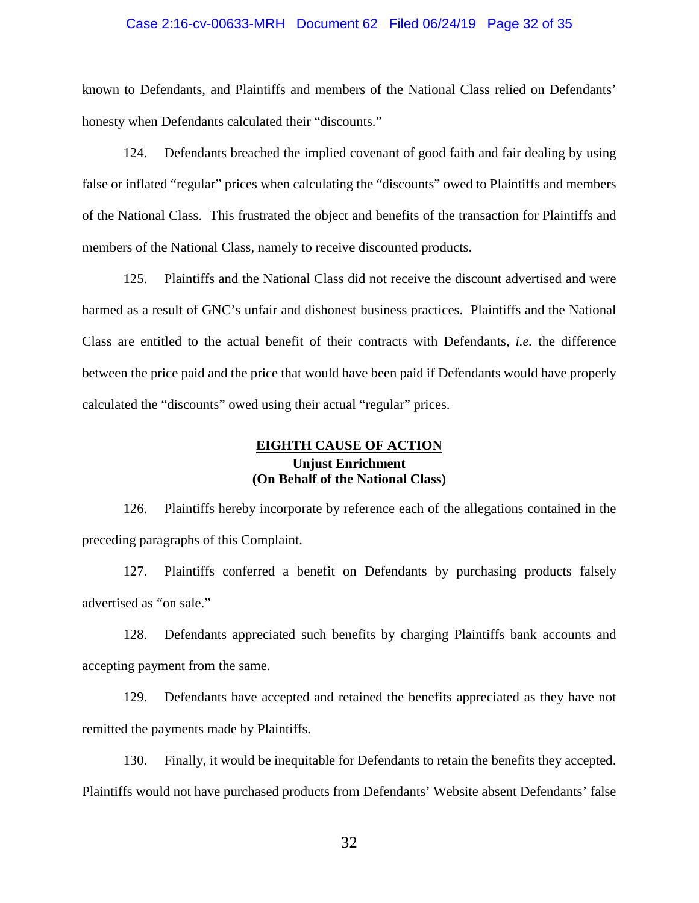known to Defendants, and Plaintiffs and members of the National Class relied on Defendants' honesty when Defendants calculated their "discounts."

124. Defendants breached the implied covenant of good faith and fair dealing by using false or inflated "regular" prices when calculating the "discounts" owed to Plaintiffs and members of the National Class. This frustrated the object and benefits of the transaction for Plaintiffs and members of the National Class, namely to receive discounted products.

125. Plaintiffs and the National Class did not receive the discount advertised and were harmed as a result of GNC's unfair and dishonest business practices. Plaintiffs and the National Class are entitled to the actual benefit of their contracts with Defendants, *i.e.* the difference between the price paid and the price that would have been paid if Defendants would have properly calculated the "discounts" owed using their actual "regular" prices.

## EIGHTH CAUSE OF ACTION
**Unjust Enrichment**
**(On Behalf of the National Class)**

126. Plaintiffs hereby incorporate by reference each of the allegations contained in the preceding paragraphs of this Complaint.

127. Plaintiffs conferred a benefit on Defendants by purchasing products falsely advertised as "on sale."

128. Defendants appreciated such benefits by charging Plaintiffs bank accounts and accepting payment from the same.

129. Defendants have accepted and retained the benefits appreciated as they have not remitted the payments made by Plaintiffs.

130. Finally, it would be inequitable for Defendants to retain the benefits they accepted. Plaintiffs would not have purchased products from Defendants' Website absent Defendants' false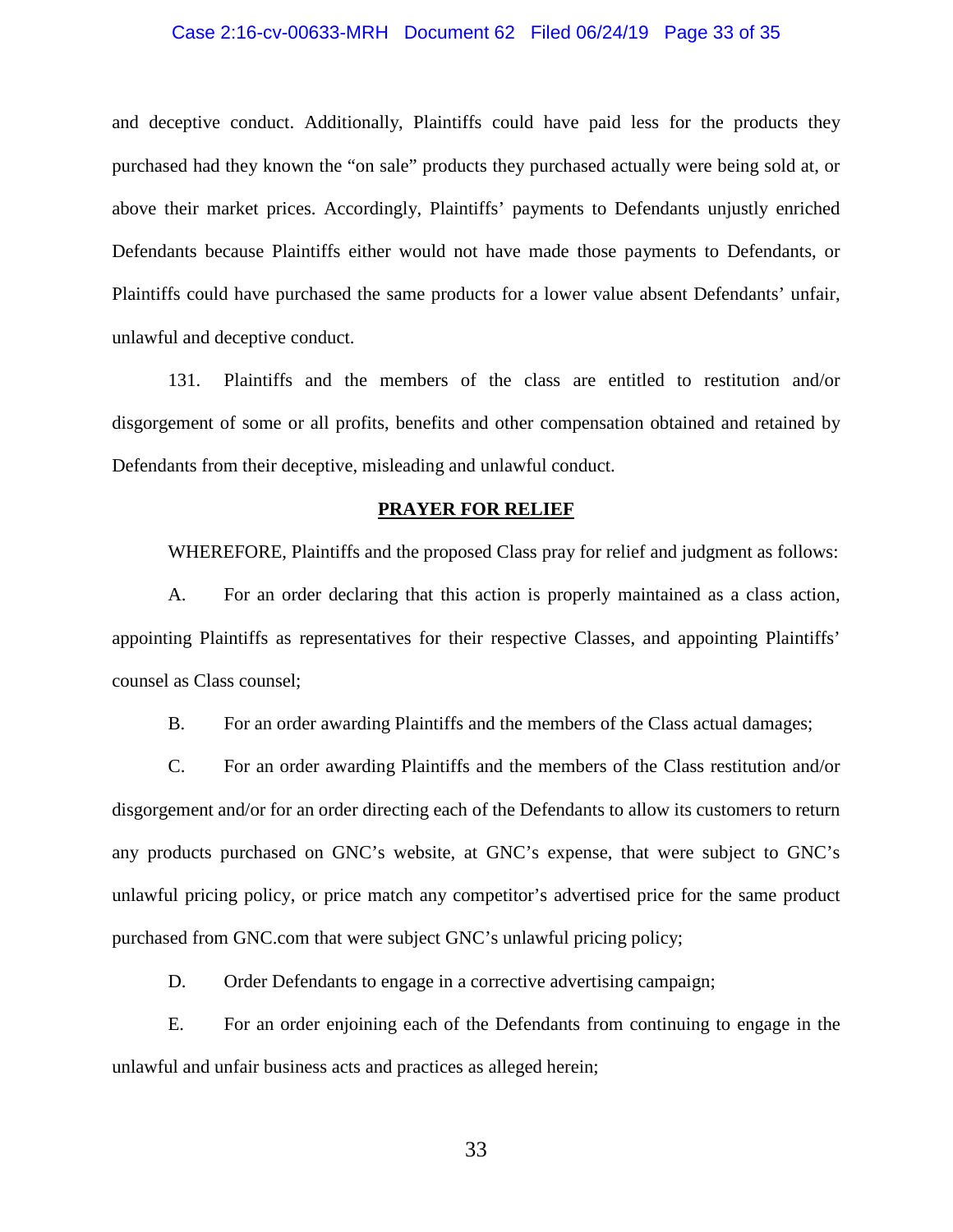and deceptive conduct. Additionally, Plaintiffs could have paid less for the products they purchased had they known the "on sale" products they purchased actually were being sold at, or above their market prices. Accordingly, Plaintiffs' payments to Defendants unjustly enriched Defendants because Plaintiffs either would not have made those payments to Defendants, or Plaintiffs could have purchased the same products for a lower value absent Defendants' unfair, unlawful and deceptive conduct.

131. Plaintiffs and the members of the class are entitled to restitution and/or disgorgement of some or all profits, benefits and other compensation obtained and retained by Defendants from their deceptive, misleading and unlawful conduct.

## PRAYER FOR RELIEF

WHEREFORE, Plaintiffs and the proposed Class pray for relief and judgment as follows:

A. For an order declaring that this action is properly maintained as a class action, appointing Plaintiffs as representatives for their respective Classes, and appointing Plaintiffs' counsel as Class counsel;

B. For an order awarding Plaintiffs and the members of the Class actual damages;

C. For an order awarding Plaintiffs and the members of the Class restitution and/or disgorgement and/or for an order directing each of the Defendants to allow its customers to return any products purchased on GNC's website, at GNC's expense, that were subject to GNC's unlawful pricing policy, or price match any competitor's advertised price for the same product purchased from GNC.com that were subject GNC's unlawful pricing policy;

D. Order Defendants to engage in a corrective advertising campaign;

E. For an order enjoining each of the Defendants from continuing to engage in the unlawful and unfair business acts and practices as alleged herein;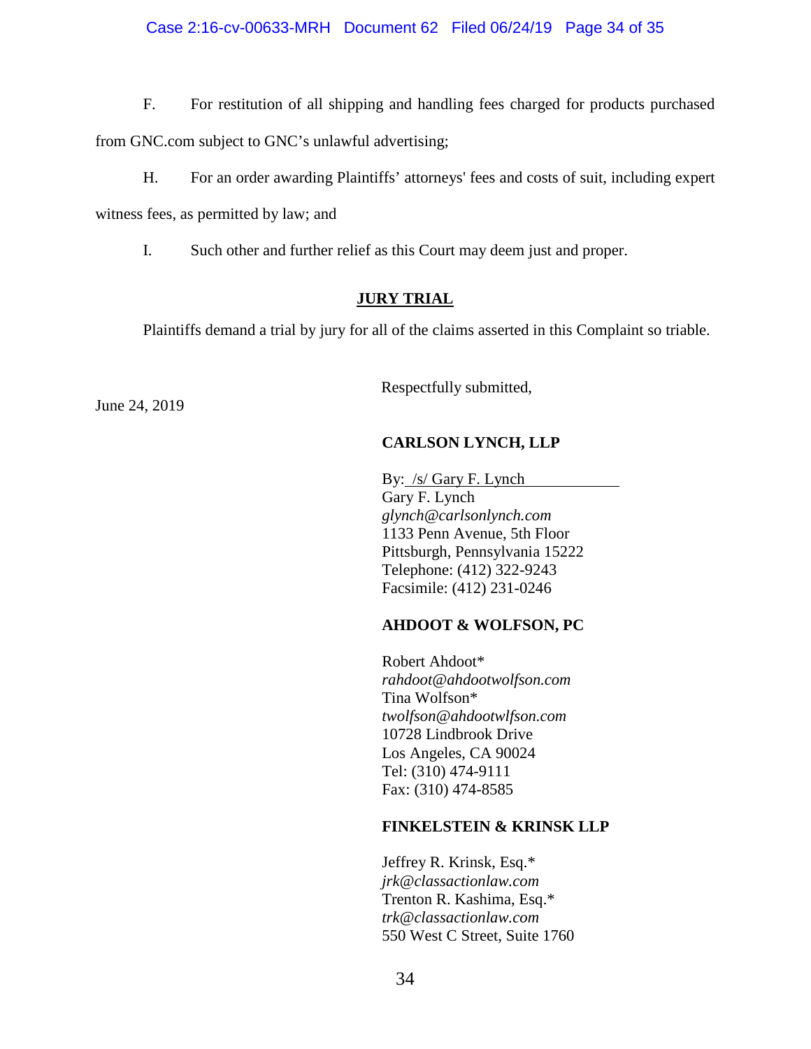F. For restitution of all shipping and handling fees charged for products purchased from GNC.com subject to GNC's unlawful advertising;

H. For an order awarding Plaintiffs' attorneys' fees and costs of suit, including expert witness fees, as permitted by law; and

I. Such other and further relief as this Court may deem just and proper.

## JURY TRIAL

Plaintiffs demand a trial by jury for all of the claims asserted in this Complaint so triable.

June 24, 2019

Respectfully submitted,

**CARLSON LYNCH, LLP**

By: /s/ Gary F. Lynch
Gary F. Lynch
*glynch@carlsonlynch.com*
1133 Penn Avenue, 5th Floor
Pittsburgh, Pennsylvania 15222
Telephone: (412) 322-9243
Facsimile: (412) 231-0246

**AHDOOT & WOLFSON, PC**

Robert Ahdoot*
*rahdoot@ahdootwolfson.com*
Tina Wolfson*
*twolfson@ahdootwlfson.com*
10728 Lindbrook Drive
Los Angeles, CA 90024
Tel: (310) 474-9111
Fax: (310) 474-8585

**FINKELSTEIN & KRINSK LLP**

Jeffrey R. Krinsk, Esq.*
*jrk@classactionlaw.com*
Trenton R. Kashima, Esq.*
*trk@classactionlaw.com*
550 West C Street, Suite 1760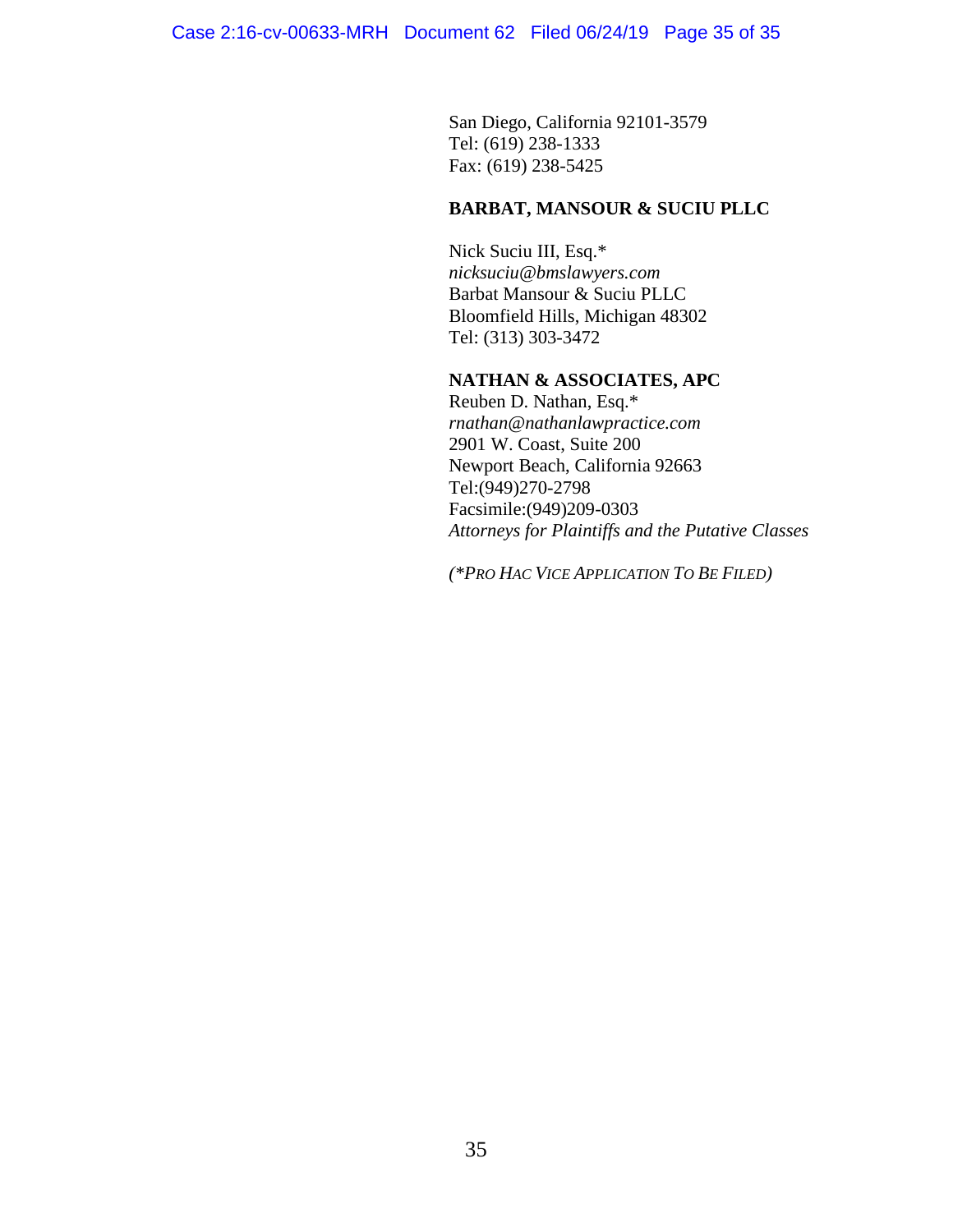San Diego, California 92101-3579
Tel: (619) 238-1333
Fax: (619) 238-5425

**BARBAT, MANSOUR & SUCIU PLLC**

Nick Suciu III, Esq.*
*nicksuciu@bmslawyers.com*
Barbat Mansour & Suciu PLLC
Bloomfield Hills, Michigan 48302
Tel: (313) 303-3472

**NATHAN & ASSOCIATES, APC**
Reuben D. Nathan, Esq.*
*rnathan@nathanlawpractice.com*
2901 W. Coast, Suite 200
Newport Beach, California 92663
Tel:(949)270-2798
Facsimile:(949)209-0303
*Attorneys for Plaintiffs and the Putative Classes*

*(*PRO HAC VICE APPLICATION TO BE FILED)*